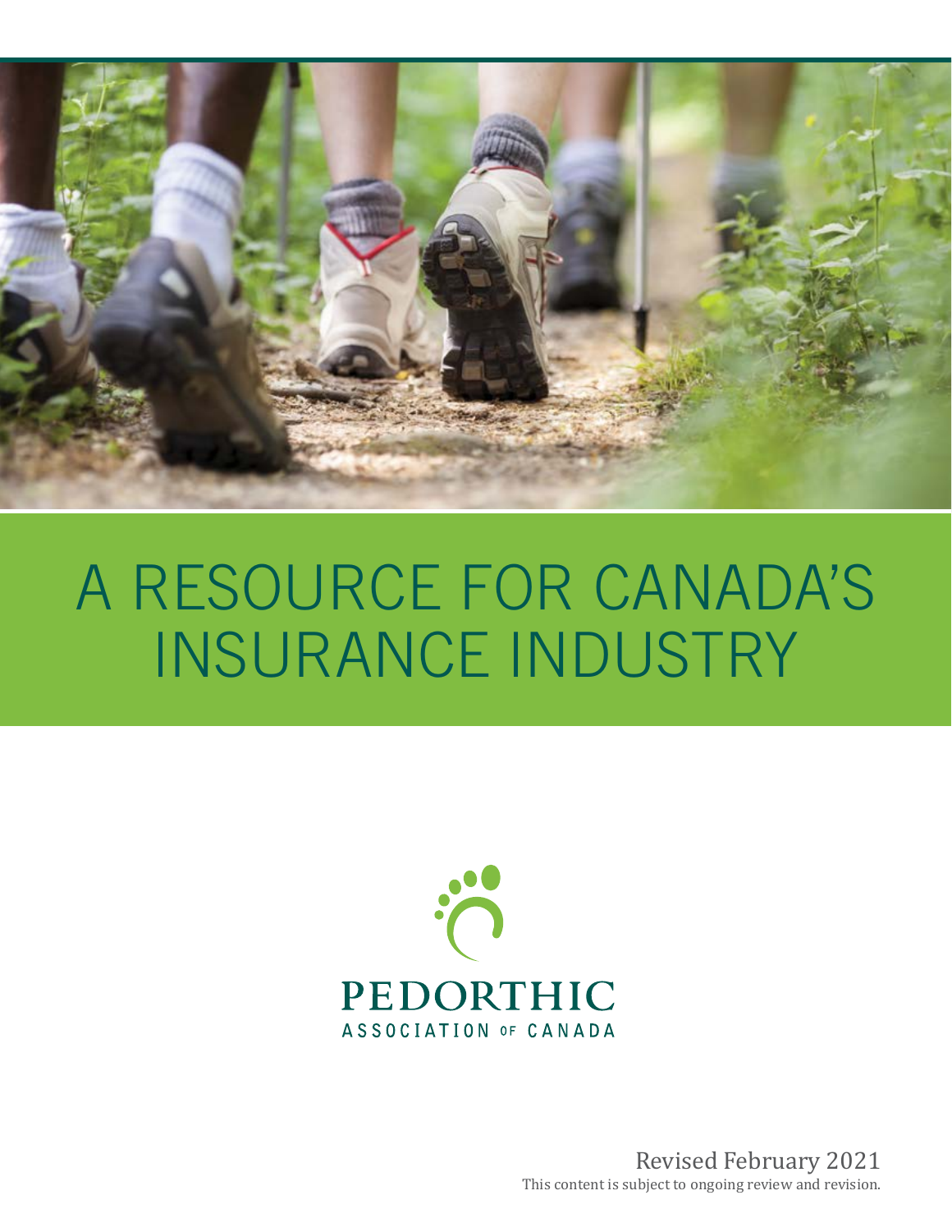# A RESOURCE FOR CANADA'S INSURANCE INDUSTRY

PEDORTHIC
ASSOCIATION OF CANADA

Revised February 2021

This content is subject to ongoing review and revision.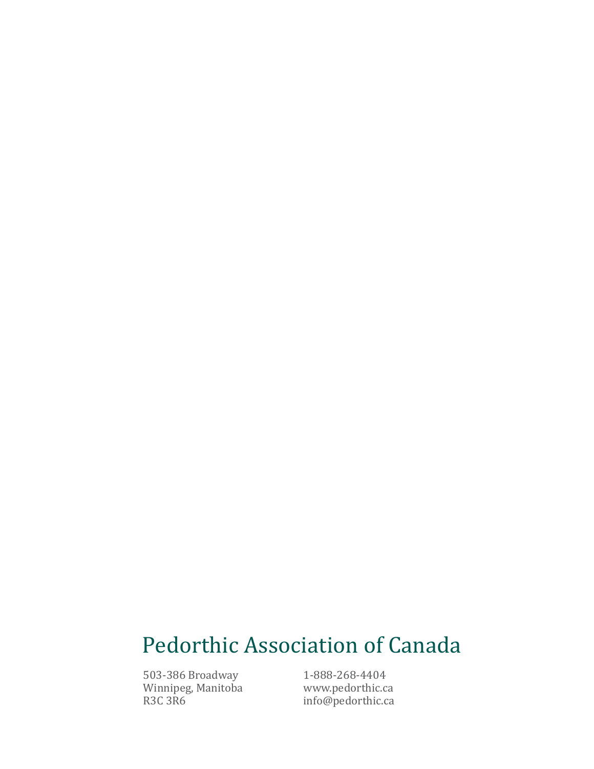# Pedorthic Association of Canada

503-386 Broadway
Winnipeg, Manitoba
R3C 3R6

1-888-268-4404
www.pedorthic.ca
info@pedorthic.ca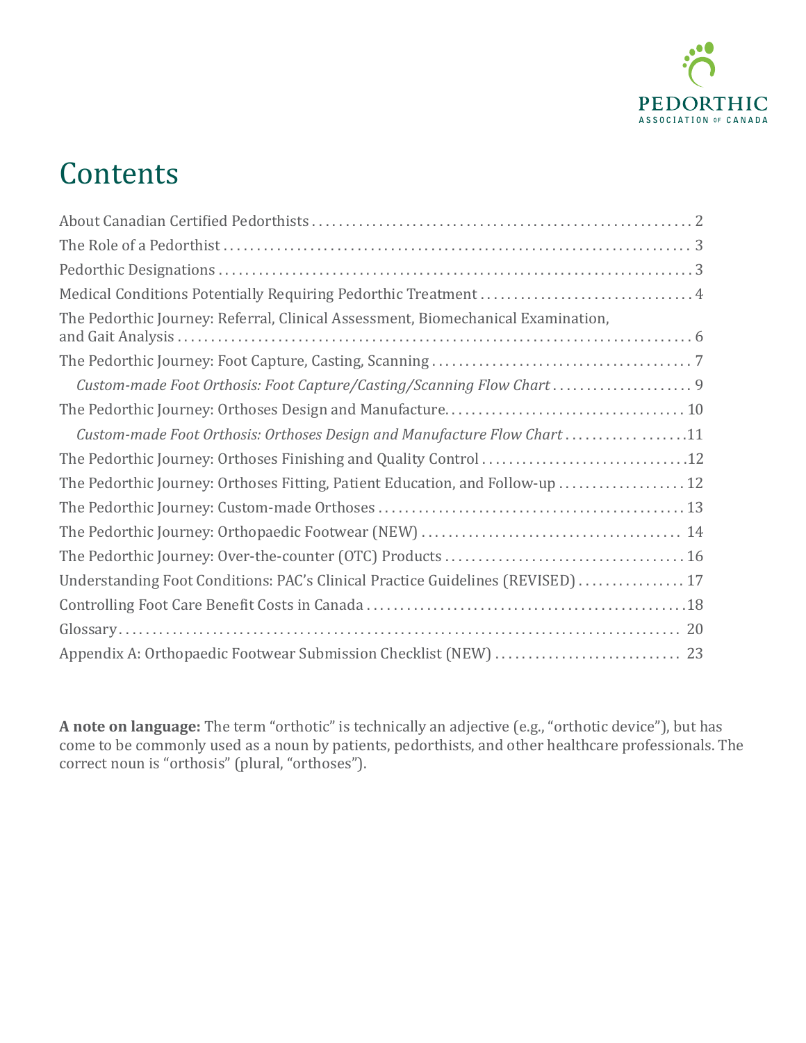# Contents

About Canadian Certified Pedorthists . . . . . . . . . . . . . . . . . . . . . . . . . . . . . . . . . . . . . . . . . . . . . . . . . . . . . . . 2

The Role of a Pedorthist . . . . . . . . . . . . . . . . . . . . . . . . . . . . . . . . . . . . . . . . . . . . . . . . . . . . . . . . . . . . . . . . . . . . . 3

Pedorthic Designations . . . . . . . . . . . . . . . . . . . . . . . . . . . . . . . . . . . . . . . . . . . . . . . . . . . . . . . . . . . . . . . . . . . . . . 3

Medical Conditions Potentially Requiring Pedorthic Treatment . . . . . . . . . . . . . . . . . . . . . . . . . . . . . . . 4

The Pedorthic Journey: Referral, Clinical Assessment, Biomechanical Examination, and Gait Analysis . . . . . . . . . . . . . . . . . . . . . . . . . . . . . . . . . . . . . . . . . . . . . . . . . . . . . . . . . . . . . . . . . . . . . . . . . . 6

The Pedorthic Journey: Foot Capture, Casting, Scanning . . . . . . . . . . . . . . . . . . . . . . . . . . . . . . . . . . . . . . 7

*Custom-made Foot Orthosis: Foot Capture/Casting/Scanning Flow Chart* . . . . . . . . . . . . . . . . . . . . 9

The Pedorthic Journey: Orthoses Design and Manufacture. . . . . . . . . . . . . . . . . . . . . . . . . . . . . . . . . . . . 10

*Custom-made Foot Orthosis: Orthoses Design and Manufacture Flow Chart* . . . . . . . . . . . . . . . . . 11

The Pedorthic Journey: Orthoses Finishing and Quality Control . . . . . . . . . . . . . . . . . . . . . . . . . . . . . . 12

The Pedorthic Journey: Orthoses Fitting, Patient Education, and Follow-up . . . . . . . . . . . . . . . . . . 12

The Pedorthic Journey: Custom-made Orthoses . . . . . . . . . . . . . . . . . . . . . . . . . . . . . . . . . . . . . . . . . . . . . 13

The Pedorthic Journey: Orthopaedic Footwear (NEW) . . . . . . . . . . . . . . . . . . . . . . . . . . . . . . . . . . . . . . 14

The Pedorthic Journey: Over-the-counter (OTC) Products . . . . . . . . . . . . . . . . . . . . . . . . . . . . . . . . . . . 16

Understanding Foot Conditions: PAC's Clinical Practice Guidelines (REVISED) . . . . . . . . . . . . . . . . 17

Controlling Foot Care Benefit Costs in Canada . . . . . . . . . . . . . . . . . . . . . . . . . . . . . . . . . . . . . . . . . . . . . . . 18

Glossary . . . . . . . . . . . . . . . . . . . . . . . . . . . . . . . . . . . . . . . . . . . . . . . . . . . . . . . . . . . . . . . . . . . . . . . . . . . . . . . . . . . . . 20

Appendix A: Orthopaedic Footwear Submission Checklist (NEW) . . . . . . . . . . . . . . . . . . . . . . . . . . . . 23

**A note on language:** The term "orthotic" is technically an adjective (e.g., "orthotic device"), but has come to be commonly used as a noun by patients, pedorthists, and other healthcare professionals. The correct noun is "orthosis" (plural, "orthoses").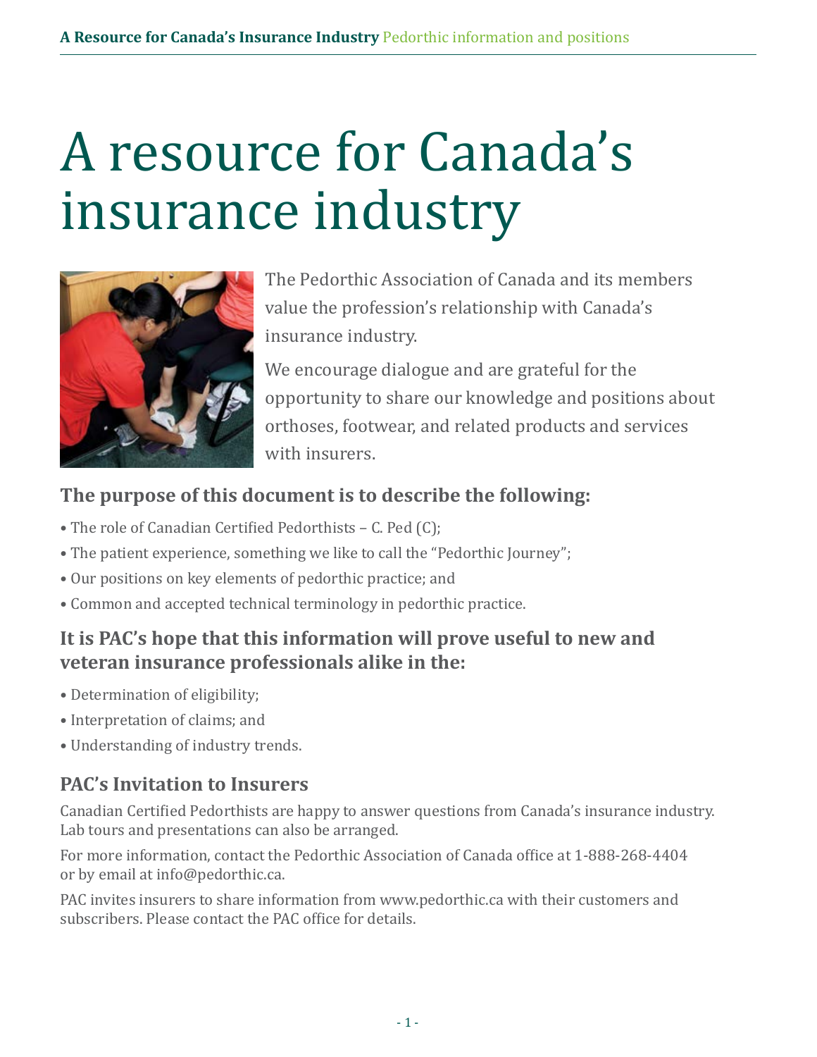# A resource for Canada's insurance industry

The Pedorthic Association of Canada and its members value the profession's relationship with Canada's insurance industry.

We encourage dialogue and are grateful for the opportunity to share our knowledge and positions about orthoses, footwear, and related products and services with insurers.

### The purpose of this document is to describe the following:

- The role of Canadian Certified Pedorthists – C. Ped (C);
- The patient experience, something we like to call the "Pedorthic Journey";
- Our positions on key elements of pedorthic practice; and
- Common and accepted technical terminology in pedorthic practice.

### It is PAC's hope that this information will prove useful to new and veteran insurance professionals alike in the:

- Determination of eligibility;
- Interpretation of claims; and
- Understanding of industry trends.

### PAC's Invitation to Insurers

Canadian Certified Pedorthists are happy to answer questions from Canada's insurance industry. Lab tours and presentations can also be arranged.

For more information, contact the Pedorthic Association of Canada office at 1-888-268-4404 or by email at info@pedorthic.ca.

PAC invites insurers to share information from www.pedorthic.ca with their customers and subscribers. Please contact the PAC office for details.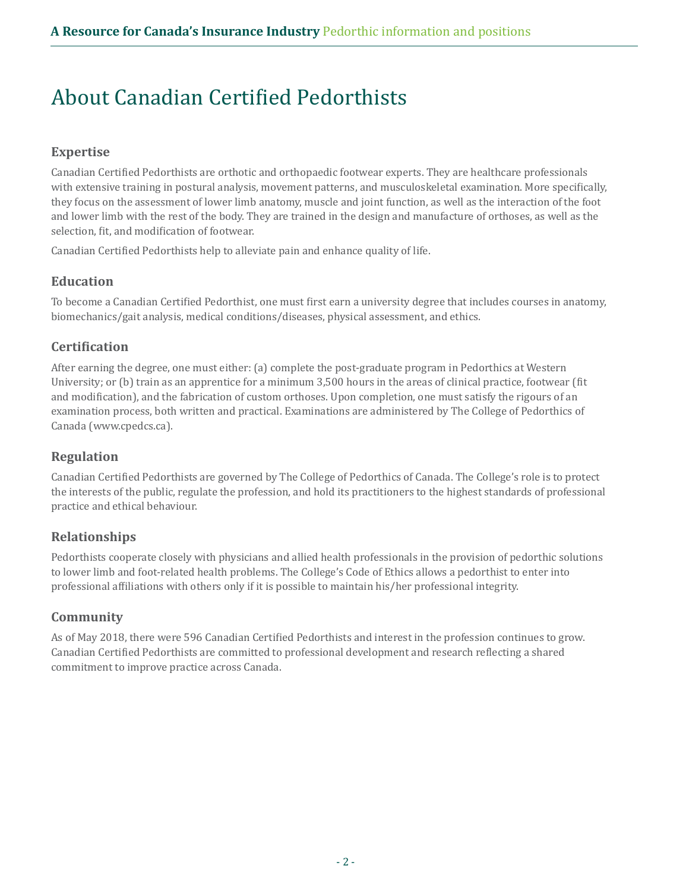# About Canadian Certified Pedorthists

## Expertise

Canadian Certified Pedorthists are orthotic and orthopaedic footwear experts. They are healthcare professionals with extensive training in postural analysis, movement patterns, and musculoskeletal examination. More specifically, they focus on the assessment of lower limb anatomy, muscle and joint function, as well as the interaction of the foot and lower limb with the rest of the body. They are trained in the design and manufacture of orthoses, as well as the selection, fit, and modification of footwear.

Canadian Certified Pedorthists help to alleviate pain and enhance quality of life.

## Education

To become a Canadian Certified Pedorthist, one must first earn a university degree that includes courses in anatomy, biomechanics/gait analysis, medical conditions/diseases, physical assessment, and ethics.

## Certification

After earning the degree, one must either: (a) complete the post-graduate program in Pedorthics at Western University; or (b) train as an apprentice for a minimum 3,500 hours in the areas of clinical practice, footwear (fit and modification), and the fabrication of custom orthoses. Upon completion, one must satisfy the rigours of an examination process, both written and practical. Examinations are administered by The College of Pedorthics of Canada (www.cpedcs.ca).

## Regulation

Canadian Certified Pedorthists are governed by The College of Pedorthics of Canada. The College's role is to protect the interests of the public, regulate the profession, and hold its practitioners to the highest standards of professional practice and ethical behaviour.

## Relationships

Pedorthists cooperate closely with physicians and allied health professionals in the provision of pedorthic solutions to lower limb and foot-related health problems. The College's Code of Ethics allows a pedorthist to enter into professional affiliations with others only if it is possible to maintain his/her professional integrity.

## Community

As of May 2018, there were 596 Canadian Certified Pedorthists and interest in the profession continues to grow. Canadian Certified Pedorthists are committed to professional development and research reflecting a shared commitment to improve practice across Canada.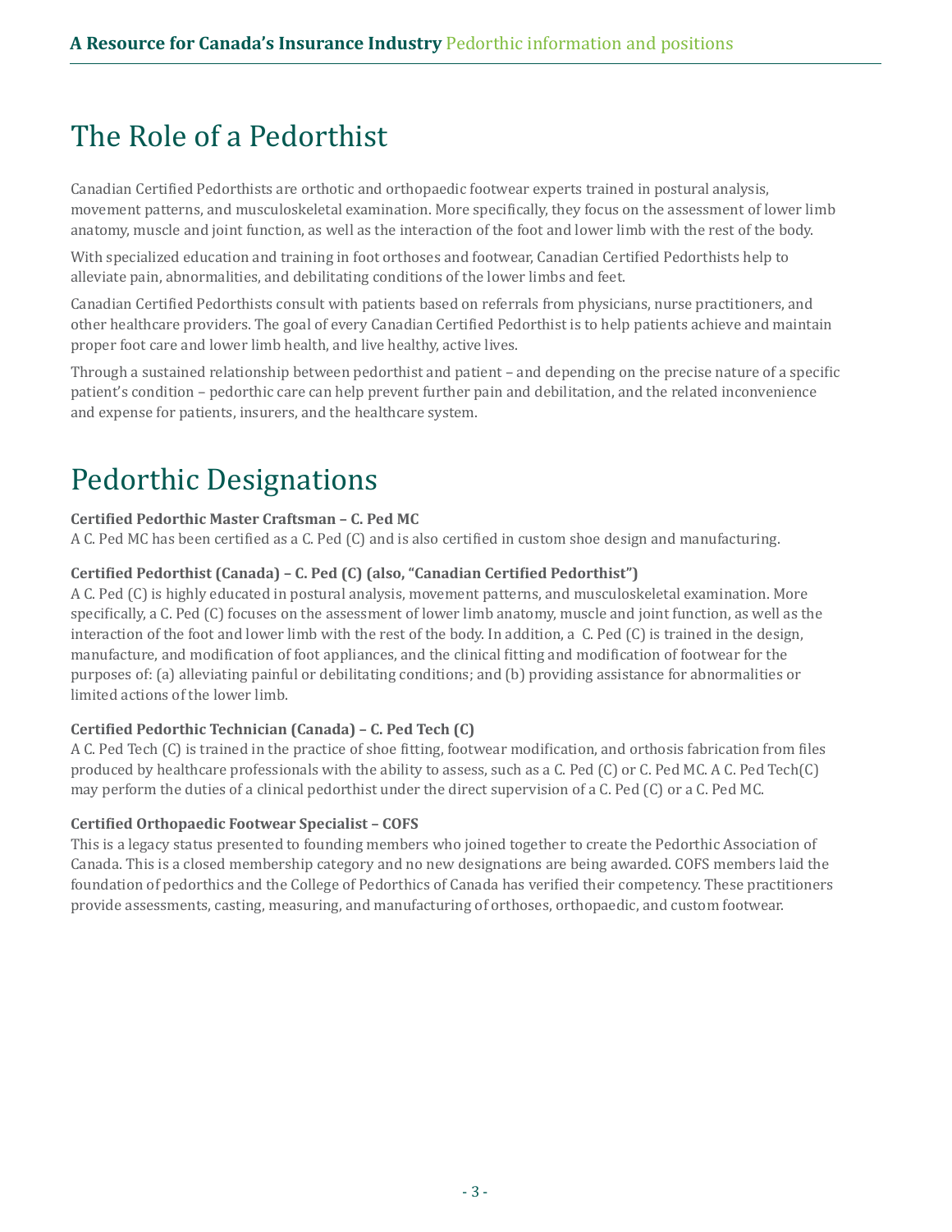# The Role of a Pedorthist

Canadian Certified Pedorthists are orthotic and orthopaedic footwear experts trained in postural analysis, movement patterns, and musculoskeletal examination. More specifically, they focus on the assessment of lower limb anatomy, muscle and joint function, as well as the interaction of the foot and lower limb with the rest of the body.

With specialized education and training in foot orthoses and footwear, Canadian Certified Pedorthists help to alleviate pain, abnormalities, and debilitating conditions of the lower limbs and feet.

Canadian Certified Pedorthists consult with patients based on referrals from physicians, nurse practitioners, and other healthcare providers. The goal of every Canadian Certified Pedorthist is to help patients achieve and maintain proper foot care and lower limb health, and live healthy, active lives.

Through a sustained relationship between pedorthist and patient – and depending on the precise nature of a specific patient's condition – pedorthic care can help prevent further pain and debilitation, and the related inconvenience and expense for patients, insurers, and the healthcare system.

# Pedorthic Designations

**Certified Pedorthic Master Craftsman – C. Ped MC**

A C. Ped MC has been certified as a C. Ped (C) and is also certified in custom shoe design and manufacturing.

**Certified Pedorthist (Canada) – C. Ped (C) (also, "Canadian Certified Pedorthist")**

A C. Ped (C) is highly educated in postural analysis, movement patterns, and musculoskeletal examination. More specifically, a C. Ped (C) focuses on the assessment of lower limb anatomy, muscle and joint function, as well as the interaction of the foot and lower limb with the rest of the body. In addition, a C. Ped (C) is trained in the design, manufacture, and modification of foot appliances, and the clinical fitting and modification of footwear for the purposes of: (a) alleviating painful or debilitating conditions; and (b) providing assistance for abnormalities or limited actions of the lower limb.

**Certified Pedorthic Technician (Canada) – C. Ped Tech (C)**

A C. Ped Tech (C) is trained in the practice of shoe fitting, footwear modification, and orthosis fabrication from files produced by healthcare professionals with the ability to assess, such as a C. Ped (C) or C. Ped MC. A C. Ped Tech(C) may perform the duties of a clinical pedorthist under the direct supervision of a C. Ped (C) or a C. Ped MC.

**Certified Orthopaedic Footwear Specialist – COFS**

This is a legacy status presented to founding members who joined together to create the Pedorthic Association of Canada. This is a closed membership category and no new designations are being awarded. COFS members laid the foundation of pedorthics and the College of Pedorthics of Canada has verified their competency. These practitioners provide assessments, casting, measuring, and manufacturing of orthoses, orthopaedic, and custom footwear.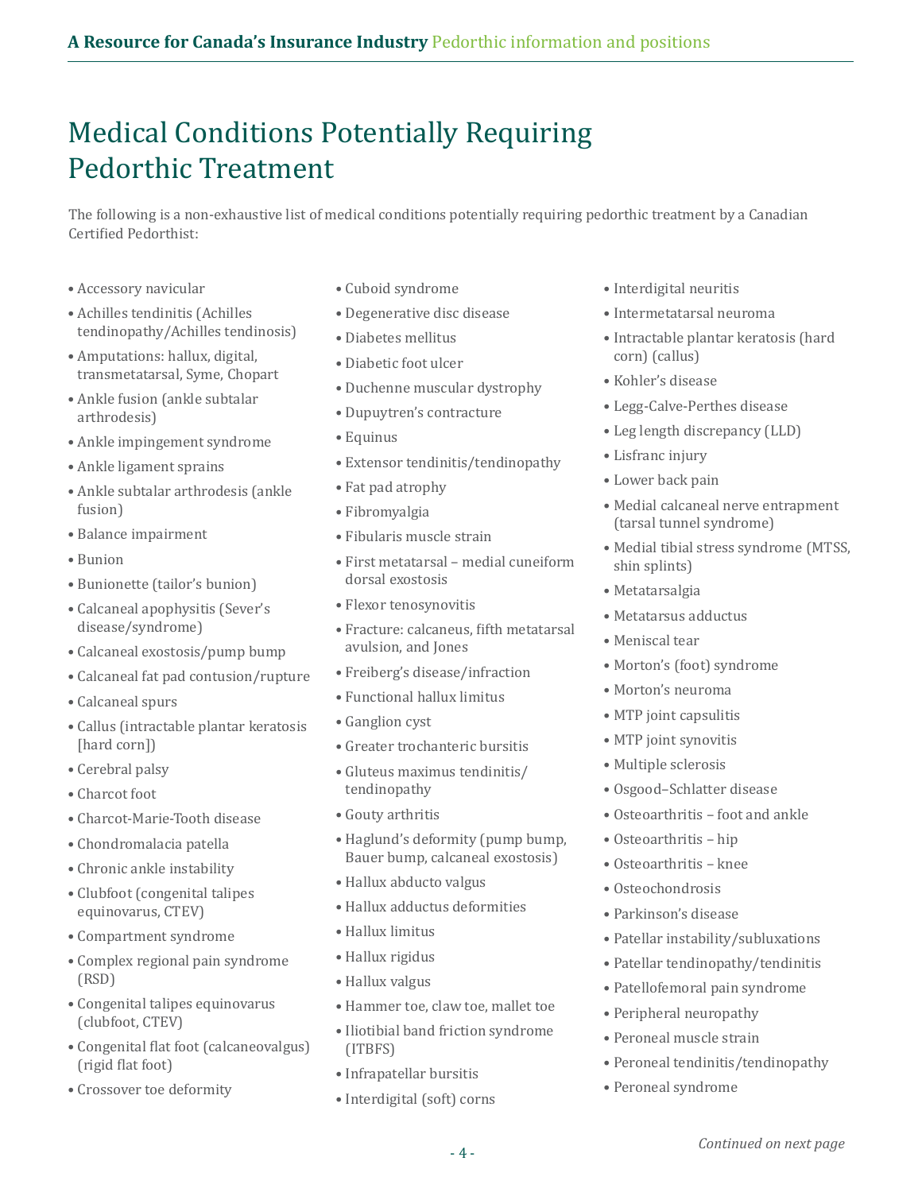# Medical Conditions Potentially Requiring Pedorthic Treatment

The following is a non-exhaustive list of medical conditions potentially requiring pedorthic treatment by a Canadian Certified Pedorthist:

- Accessory navicular
- Achilles tendinitis (Achilles tendinopathy/Achilles tendinosis)
- Amputations: hallux, digital, transmetatarsal, Syme, Chopart
- Ankle fusion (ankle subtalar arthrodesis)
- Ankle impingement syndrome
- Ankle ligament sprains
- Ankle subtalar arthrodesis (ankle fusion)
- Balance impairment
- Bunion
- Bunionette (tailor's bunion)
- Calcaneal apophysitis (Sever's disease/syndrome)
- Calcaneal exostosis/pump bump
- Calcaneal fat pad contusion/rupture
- Calcaneal spurs
- Callus (intractable plantar keratosis [hard corn])
- Cerebral palsy
- Charcot foot
- Charcot-Marie-Tooth disease
- Chondromalacia patella
- Chronic ankle instability
- Clubfoot (congenital talipes equinovarus, CTEV)
- Compartment syndrome
- Complex regional pain syndrome (RSD)
- Congenital talipes equinovarus (clubfoot, CTEV)
- Congenital flat foot (calcaneovalgus) (rigid flat foot)
- Crossover toe deformity
- Cuboid syndrome
- Degenerative disc disease
- Diabetes mellitus
- Diabetic foot ulcer
- Duchenne muscular dystrophy
- Dupuytren's contracture
- Equinus
- Extensor tendinitis/tendinopathy
- Fat pad atrophy
- Fibromyalgia
- Fibularis muscle strain
- First metatarsal – medial cuneiform dorsal exostosis
- Flexor tenosynovitis
- Fracture: calcaneus, fifth metatarsal avulsion, and Jones
- Freiberg's disease/infraction
- Functional hallux limitus
- Ganglion cyst
- Greater trochanteric bursitis
- Gluteus maximus tendinitis/tendinopathy
- Gouty arthritis
- Haglund's deformity (pump bump, Bauer bump, calcaneal exostosis)
- Hallux abducto valgus
- Hallux adductus deformities
- Hallux limitus
- Hallux rigidus
- Hallux valgus
- Hammer toe, claw toe, mallet toe
- Iliotibial band friction syndrome (ITBFS)
- Infrapatellar bursitis
- Interdigital (soft) corns
- Interdigital neuritis
- Intermetatarsal neuroma
- Intractable plantar keratosis (hard corn) (callus)
- Kohler's disease
- Legg-Calve-Perthes disease
- Leg length discrepancy (LLD)
- Lisfranc injury
- Lower back pain
- Medial calcaneal nerve entrapment (tarsal tunnel syndrome)
- Medial tibial stress syndrome (MTSS, shin splints)
- Metatarsalgia
- Metatarsus adductus
- Meniscal tear
- Morton's (foot) syndrome
- Morton's neuroma
- MTP joint capsulitis
- MTP joint synovitis
- Multiple sclerosis
- Osgood–Schlatter disease
- Osteoarthritis – foot and ankle
- Osteoarthritis – hip
- Osteoarthritis – knee
- Osteochondrosis
- Parkinson's disease
- Patellar instability/subluxations
- Patellar tendinopathy/tendinitis
- Patellofemoral pain syndrome
- Peripheral neuropathy
- Peroneal muscle strain
- Peroneal tendinitis/tendinopathy
- Peroneal syndrome

*Continued on next page*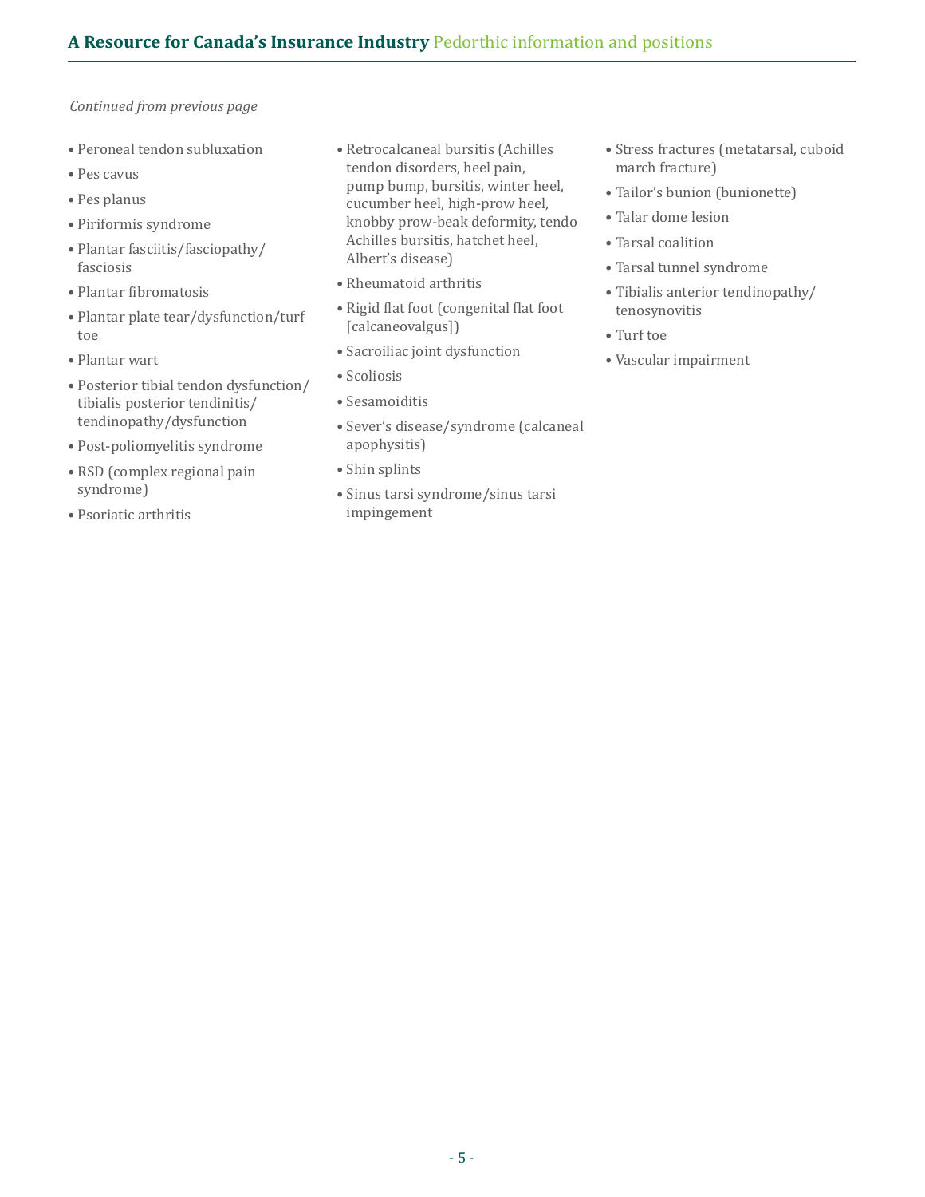*Continued from previous page*

- Peroneal tendon subluxation
- Pes cavus
- Pes planus
- Piriformis syndrome
- Plantar fasciitis/fasciopathy/fasciosis
- Plantar fibromatosis
- Plantar plate tear/dysfunction/turf toe
- Plantar wart
- Posterior tibial tendon dysfunction/tibialis posterior tendinitis/tendinopathy/dysfunction
- Post-poliomyelitis syndrome
- RSD (complex regional pain syndrome)
- Psoriatic arthritis
- Retrocalcaneal bursitis (Achilles tendon disorders, heel pain, pump bump, bursitis, winter heel, cucumber heel, high-prow heel, knobby prow-beak deformity, tendo Achilles bursitis, hatchet heel, Albert's disease)
- Rheumatoid arthritis
- Rigid flat foot (congenital flat foot [calcaneovalgus])
- Sacroiliac joint dysfunction
- Scoliosis
- Sesamoiditis
- Sever's disease/syndrome (calcaneal apophysitis)
- Shin splints
- Sinus tarsi syndrome/sinus tarsi impingement
- Stress fractures (metatarsal, cuboid march fracture)
- Tailor's bunion (bunionette)
- Talar dome lesion
- Tarsal coalition
- Tarsal tunnel syndrome
- Tibialis anterior tendinopathy/tenosynovitis
- Turf toe
- Vascular impairment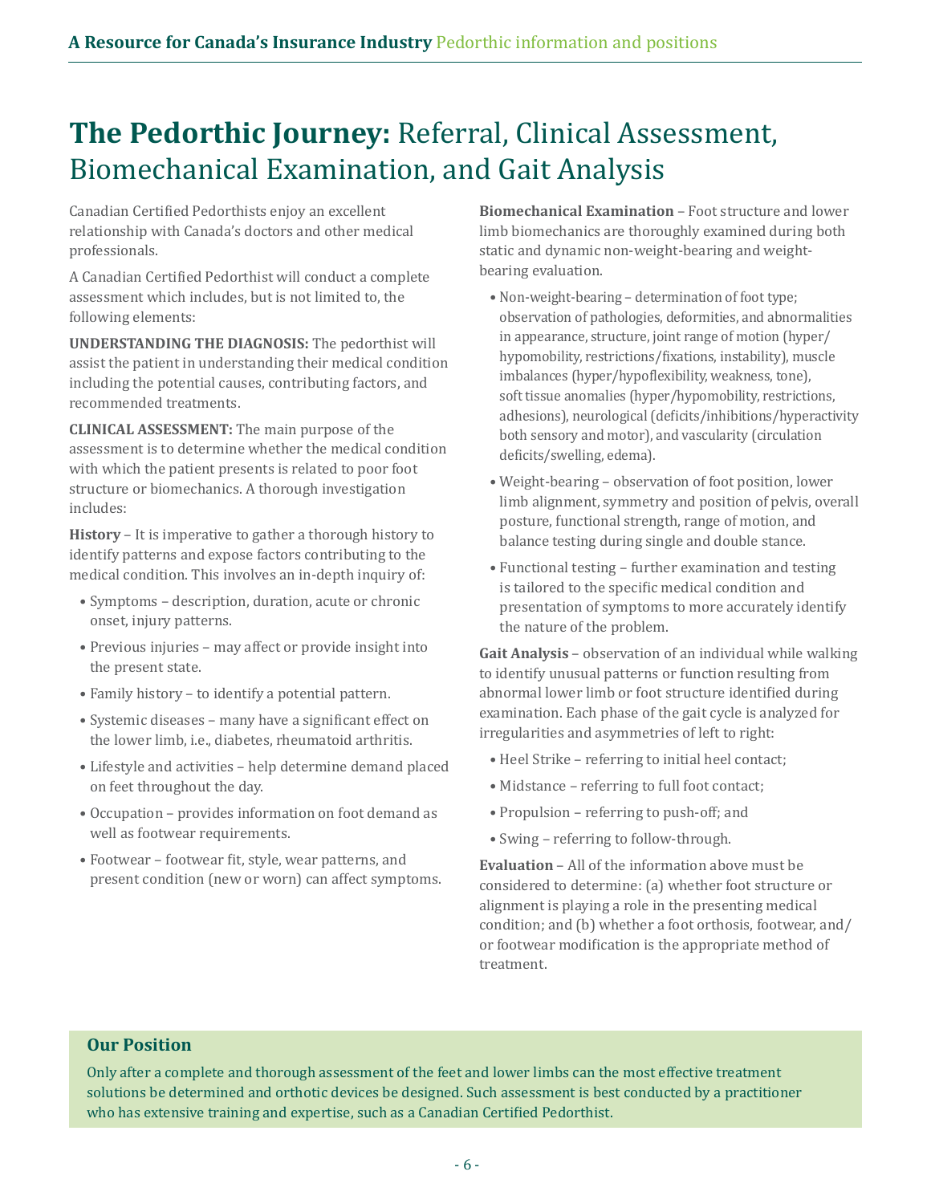# **The Pedorthic Journey:** Referral, Clinical Assessment, Biomechanical Examination, and Gait Analysis

Canadian Certified Pedorthists enjoy an excellent relationship with Canada's doctors and other medical professionals.

A Canadian Certified Pedorthist will conduct a complete assessment which includes, but is not limited to, the following elements:

**UNDERSTANDING THE DIAGNOSIS:** The pedorthist will assist the patient in understanding their medical condition including the potential causes, contributing factors, and recommended treatments.

**CLINICAL ASSESSMENT:** The main purpose of the assessment is to determine whether the medical condition with which the patient presents is related to poor foot structure or biomechanics. A thorough investigation includes:

**History** – It is imperative to gather a thorough history to identify patterns and expose factors contributing to the medical condition. This involves an in-depth inquiry of:

- Symptoms – description, duration, acute or chronic onset, injury patterns.
- Previous injuries – may affect or provide insight into the present state.
- Family history – to identify a potential pattern.
- Systemic diseases – many have a significant effect on the lower limb, i.e., diabetes, rheumatoid arthritis.
- Lifestyle and activities – help determine demand placed on feet throughout the day.
- Occupation – provides information on foot demand as well as footwear requirements.
- Footwear – footwear fit, style, wear patterns, and present condition (new or worn) can affect symptoms.

**Biomechanical Examination** – Foot structure and lower limb biomechanics are thoroughly examined during both static and dynamic non-weight-bearing and weight-bearing evaluation.

- Non-weight-bearing – determination of foot type; observation of pathologies, deformities, and abnormalities in appearance, structure, joint range of motion (hyper/hypomobility, restrictions/fixations, instability), muscle imbalances (hyper/hypoflexibility, weakness, tone), soft tissue anomalies (hyper/hypomobility, restrictions, adhesions), neurological (deficits/inhibitions/hyperactivity both sensory and motor), and vascularity (circulation deficits/swelling, edema).
- Weight-bearing – observation of foot position, lower limb alignment, symmetry and position of pelvis, overall posture, functional strength, range of motion, and balance testing during single and double stance.
- Functional testing – further examination and testing is tailored to the specific medical condition and presentation of symptoms to more accurately identify the nature of the problem.

**Gait Analysis** – observation of an individual while walking to identify unusual patterns or function resulting from abnormal lower limb or foot structure identified during examination. Each phase of the gait cycle is analyzed for irregularities and asymmetries of left to right:

- Heel Strike – referring to initial heel contact;
- Midstance – referring to full foot contact;
- Propulsion – referring to push-off; and
- Swing – referring to follow-through.

**Evaluation** – All of the information above must be considered to determine: (a) whether foot structure or alignment is playing a role in the presenting medical condition; and (b) whether a foot orthosis, footwear, and/or footwear modification is the appropriate method of treatment.

### Our Position

Only after a complete and thorough assessment of the feet and lower limbs can the most effective treatment solutions be determined and orthotic devices be designed. Such assessment is best conducted by a practitioner who has extensive training and expertise, such as a Canadian Certified Pedorthist.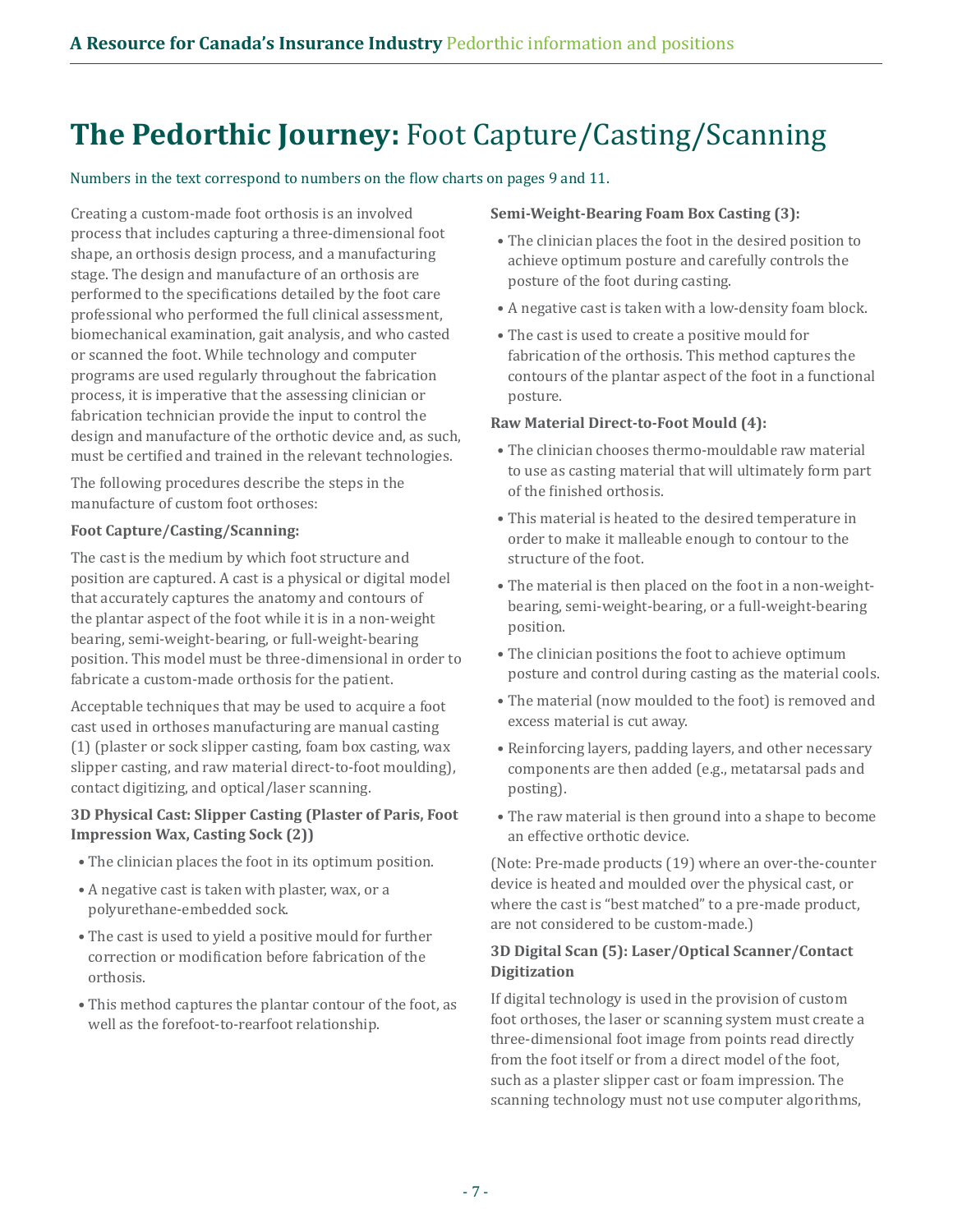# The Pedorthic Journey: Foot Capture/Casting/Scanning

Numbers in the text correspond to numbers on the flow charts on pages 9 and 11.

Creating a custom-made foot orthosis is an involved process that includes capturing a three-dimensional foot shape, an orthosis design process, and a manufacturing stage. The design and manufacture of an orthosis are performed to the specifications detailed by the foot care professional who performed the full clinical assessment, biomechanical examination, gait analysis, and who casted or scanned the foot. While technology and computer programs are used regularly throughout the fabrication process, it is imperative that the assessing clinician or fabrication technician provide the input to control the design and manufacture of the orthotic device and, as such, must be certified and trained in the relevant technologies.

The following procedures describe the steps in the manufacture of custom foot orthoses:

**Foot Capture/Casting/Scanning:**

The cast is the medium by which foot structure and position are captured. A cast is a physical or digital model that accurately captures the anatomy and contours of the plantar aspect of the foot while it is in a non-weight bearing, semi-weight-bearing, or full-weight-bearing position. This model must be three-dimensional in order to fabricate a custom-made orthosis for the patient.

Acceptable techniques that may be used to acquire a foot cast used in orthoses manufacturing are manual casting (1) (plaster or sock slipper casting, foam box casting, wax slipper casting, and raw material direct-to-foot moulding), contact digitizing, and optical/laser scanning.

**3D Physical Cast: Slipper Casting (Plaster of Paris, Foot Impression Wax, Casting Sock (2))**

- The clinician places the foot in its optimum position.
- A negative cast is taken with plaster, wax, or a polyurethane-embedded sock.
- The cast is used to yield a positive mould for further correction or modification before fabrication of the orthosis.
- This method captures the plantar contour of the foot, as well as the forefoot-to-rearfoot relationship.

**Semi-Weight-Bearing Foam Box Casting (3):**

- The clinician places the foot in the desired position to achieve optimum posture and carefully controls the posture of the foot during casting.
- A negative cast is taken with a low-density foam block.
- The cast is used to create a positive mould for fabrication of the orthosis. This method captures the contours of the plantar aspect of the foot in a functional posture.

**Raw Material Direct-to-Foot Mould (4):**

- The clinician chooses thermo-mouldable raw material to use as casting material that will ultimately form part of the finished orthosis.
- This material is heated to the desired temperature in order to make it malleable enough to contour to the structure of the foot.
- The material is then placed on the foot in a non-weight-bearing, semi-weight-bearing, or a full-weight-bearing position.
- The clinician positions the foot to achieve optimum posture and control during casting as the material cools.
- The material (now moulded to the foot) is removed and excess material is cut away.
- Reinforcing layers, padding layers, and other necessary components are then added (e.g., metatarsal pads and posting).
- The raw material is then ground into a shape to become an effective orthotic device.

(Note: Pre-made products (19) where an over-the-counter device is heated and moulded over the physical cast, or where the cast is "best matched" to a pre-made product, are not considered to be custom-made.)

**3D Digital Scan (5): Laser/Optical Scanner/Contact Digitization**

If digital technology is used in the provision of custom foot orthoses, the laser or scanning system must create a three-dimensional foot image from points read directly from the foot itself or from a direct model of the foot, such as a plaster slipper cast or foam impression. The scanning technology must not use computer algorithms,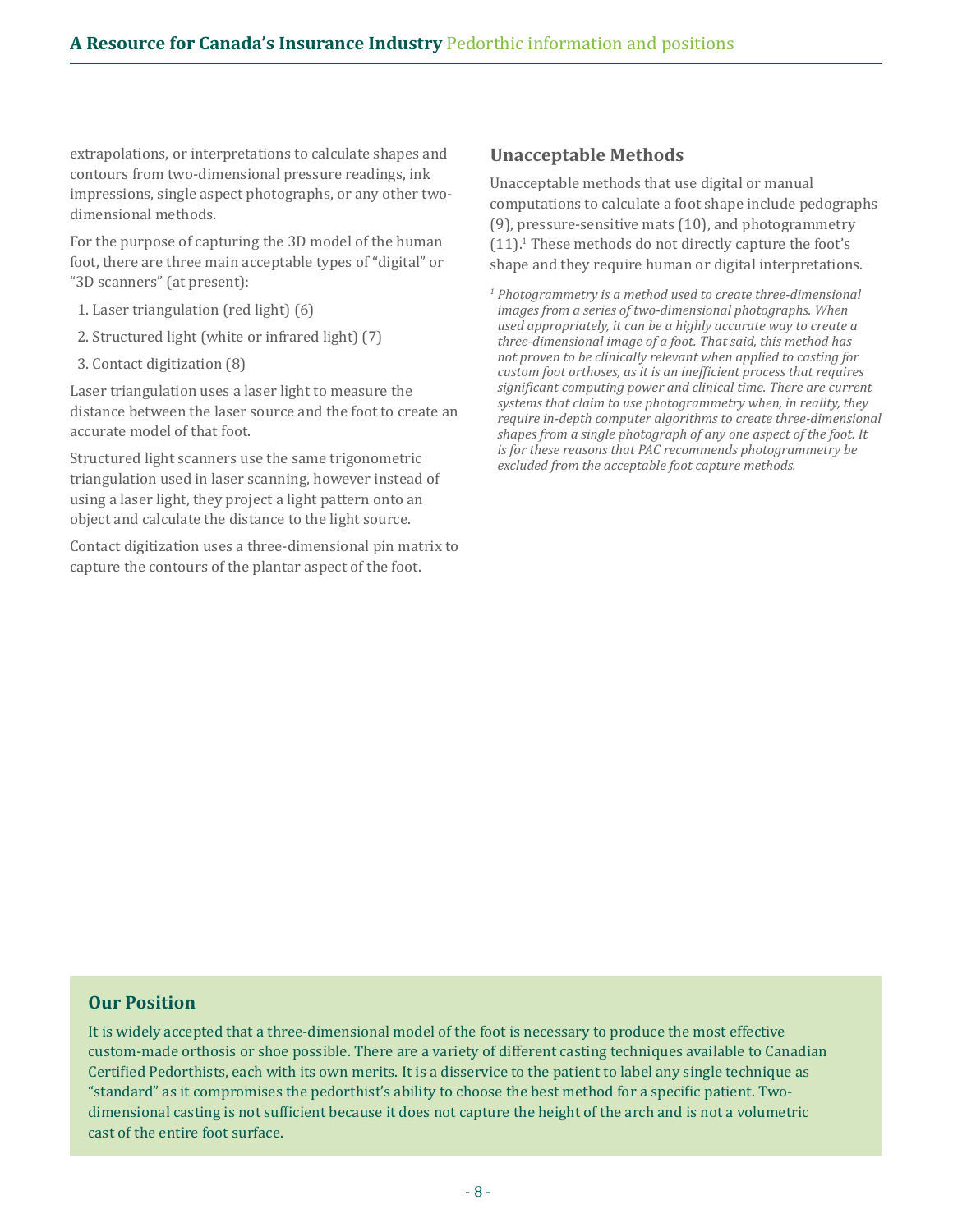extrapolations, or interpretations to calculate shapes and contours from two-dimensional pressure readings, ink impressions, single aspect photographs, or any other two-dimensional methods.

For the purpose of capturing the 3D model of the human foot, there are three main acceptable types of "digital" or "3D scanners" (at present):

1. Laser triangulation (red light) (6)
2. Structured light (white or infrared light) (7)
3. Contact digitization (8)

Laser triangulation uses a laser light to measure the distance between the laser source and the foot to create an accurate model of that foot.

Structured light scanners use the same trigonometric triangulation used in laser scanning, however instead of using a laser light, they project a light pattern onto an object and calculate the distance to the light source.

Contact digitization uses a three-dimensional pin matrix to capture the contours of the plantar aspect of the foot.

### Unacceptable Methods

Unacceptable methods that use digital or manual computations to calculate a foot shape include pedographs (9), pressure-sensitive mats (10), and photogrammetry (11).[1] These methods do not directly capture the foot's shape and they require human or digital interpretations.

*[1] Photogrammetry is a method used to create three-dimensional images from a series of two-dimensional photographs. When used appropriately, it can be a highly accurate way to create a three-dimensional image of a foot. That said, this method has not proven to be clinically relevant when applied to casting for custom foot orthoses, as it is an inefficient process that requires significant computing power and clinical time. There are current systems that claim to use photogrammetry when, in reality, they require in-depth computer algorithms to create three-dimensional shapes from a single photograph of any one aspect of the foot. It is for these reasons that PAC recommends photogrammetry be excluded from the acceptable foot capture methods.*

### Our Position

It is widely accepted that a three-dimensional model of the foot is necessary to produce the most effective custom-made orthosis or shoe possible. There are a variety of different casting techniques available to Canadian Certified Pedorthists, each with its own merits. It is a disservice to the patient to label any single technique as "standard" as it compromises the pedorthist's ability to choose the best method for a specific patient. Two-dimensional casting is not sufficient because it does not capture the height of the arch and is not a volumetric cast of the entire foot surface.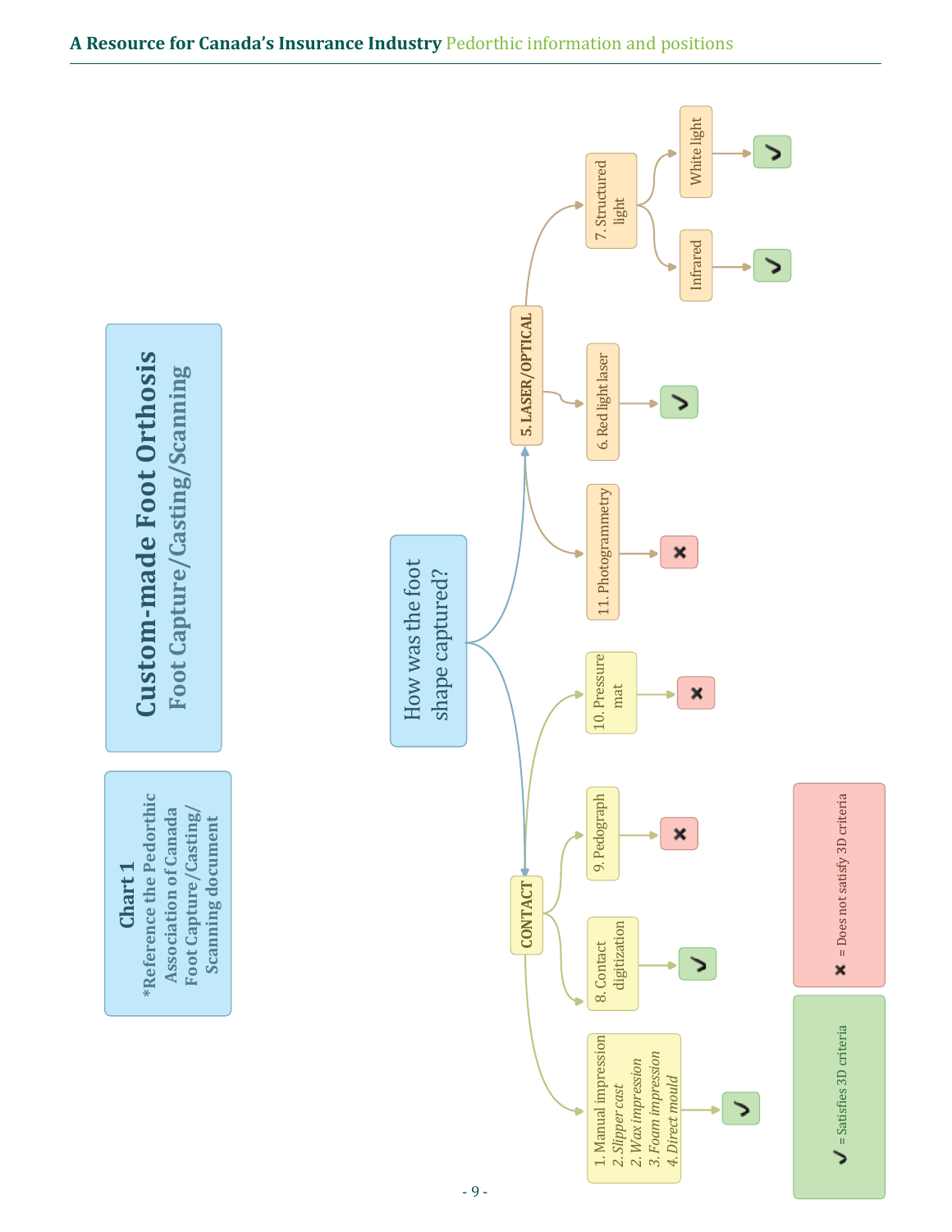# Custom-made Foot Orthosis

## Foot Capture/Casting/Scanning

**Chart 1**

**\*Reference the Pedorthic Association of Canada Foot Capture/Casting/Scanning document**

**How was the foot shape captured?**

- **CONTACT**
  - 1. Manual impression
    - *2. Slipper cast*
    - *2. Wax impression*
    - *3. Foam impression*
    - *4. Direct mould*
    - → ✓
  - 8. Contact digitization → ✓
  - 9. Pedograph → ✗
  - 10. Pressure mat → ✗
- **5. LASER/OPTICAL**
  - 11. Photogrammetry → ✗
  - 6. Red light laser → ✓
  - 7. Structured light
    - Infrared → ✓
    - White light → ✓

✓ = Satisfies 3D criteria

✗ = Does not satisfy 3D criteria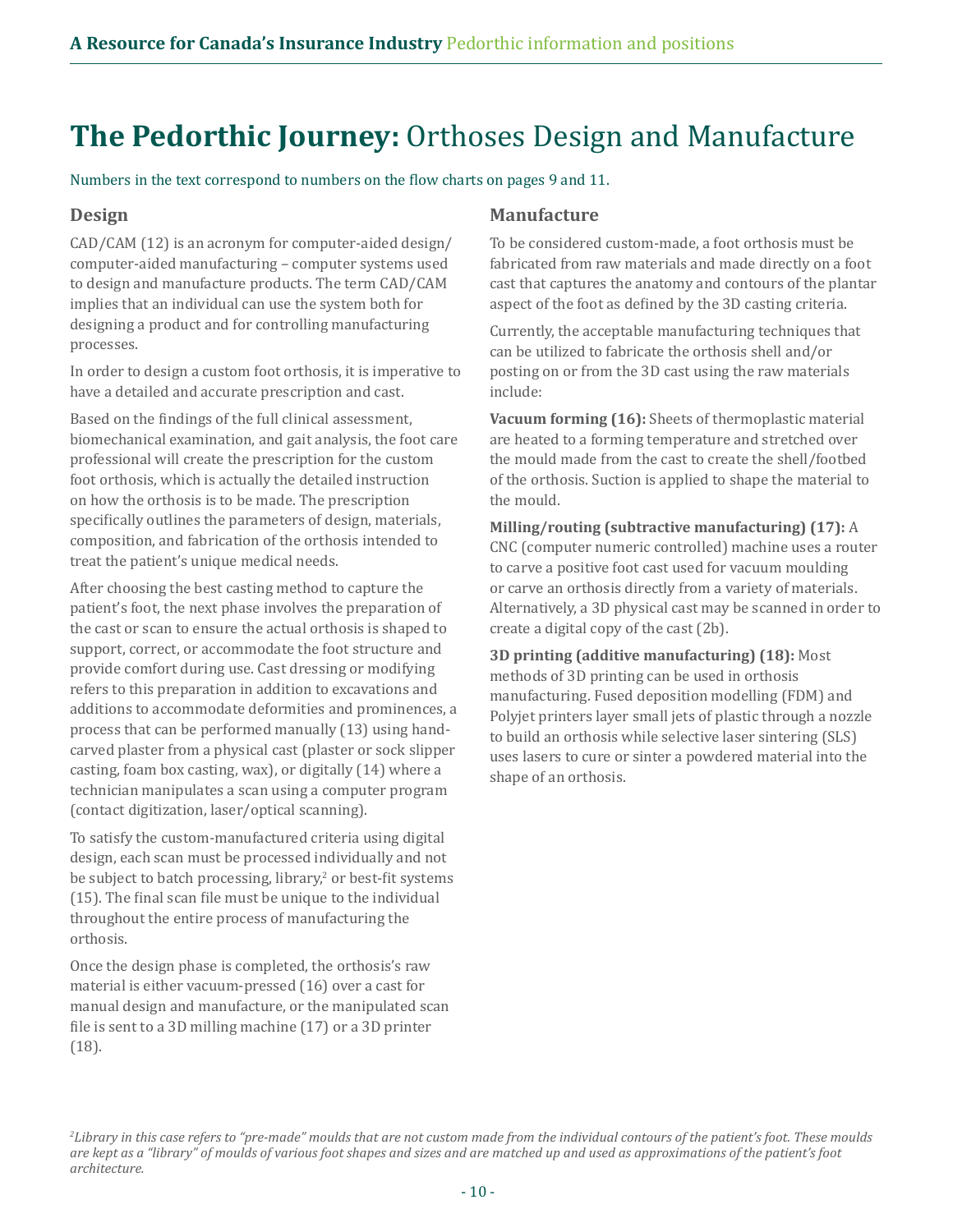# **The Pedorthic Journey:** Orthoses Design and Manufacture

Numbers in the text correspond to numbers on the flow charts on pages 9 and 11.

## Design

CAD/CAM (12) is an acronym for computer-aided design/computer-aided manufacturing – computer systems used to design and manufacture products. The term CAD/CAM implies that an individual can use the system both for designing a product and for controlling manufacturing processes.

In order to design a custom foot orthosis, it is imperative to have a detailed and accurate prescription and cast.

Based on the findings of the full clinical assessment, biomechanical examination, and gait analysis, the foot care professional will create the prescription for the custom foot orthosis, which is actually the detailed instruction on how the orthosis is to be made. The prescription specifically outlines the parameters of design, materials, composition, and fabrication of the orthosis intended to treat the patient's unique medical needs.

After choosing the best casting method to capture the patient's foot, the next phase involves the preparation of the cast or scan to ensure the actual orthosis is shaped to support, correct, or accommodate the foot structure and provide comfort during use. Cast dressing or modifying refers to this preparation in addition to excavations and additions to accommodate deformities and prominences, a process that can be performed manually (13) using hand-carved plaster from a physical cast (plaster or sock slipper casting, foam box casting, wax), or digitally (14) where a technician manipulates a scan using a computer program (contact digitization, laser/optical scanning).

To satisfy the custom-manufactured criteria using digital design, each scan must be processed individually and not be subject to batch processing, library,[2] or best-fit systems (15). The final scan file must be unique to the individual throughout the entire process of manufacturing the orthosis.

Once the design phase is completed, the orthosis's raw material is either vacuum-pressed (16) over a cast for manual design and manufacture, or the manipulated scan file is sent to a 3D milling machine (17) or a 3D printer (18).

## Manufacture

To be considered custom-made, a foot orthosis must be fabricated from raw materials and made directly on a foot cast that captures the anatomy and contours of the plantar aspect of the foot as defined by the 3D casting criteria.

Currently, the acceptable manufacturing techniques that can be utilized to fabricate the orthosis shell and/or posting on or from the 3D cast using the raw materials include:

**Vacuum forming (16):** Sheets of thermoplastic material are heated to a forming temperature and stretched over the mould made from the cast to create the shell/footbed of the orthosis. Suction is applied to shape the material to the mould.

**Milling/routing (subtractive manufacturing) (17):** A CNC (computer numeric controlled) machine uses a router to carve a positive foot cast used for vacuum moulding or carve an orthosis directly from a variety of materials. Alternatively, a 3D physical cast may be scanned in order to create a digital copy of the cast (2b).

**3D printing (additive manufacturing) (18):** Most methods of 3D printing can be used in orthosis manufacturing. Fused deposition modelling (FDM) and Polyjet printers layer small jets of plastic through a nozzle to build an orthosis while selective laser sintering (SLS) uses lasers to cure or sinter a powdered material into the shape of an orthosis.

*[2] Library in this case refers to "pre-made" moulds that are not custom made from the individual contours of the patient's foot. These moulds are kept as a "library" of moulds of various foot shapes and sizes and are matched up and used as approximations of the patient's foot architecture.*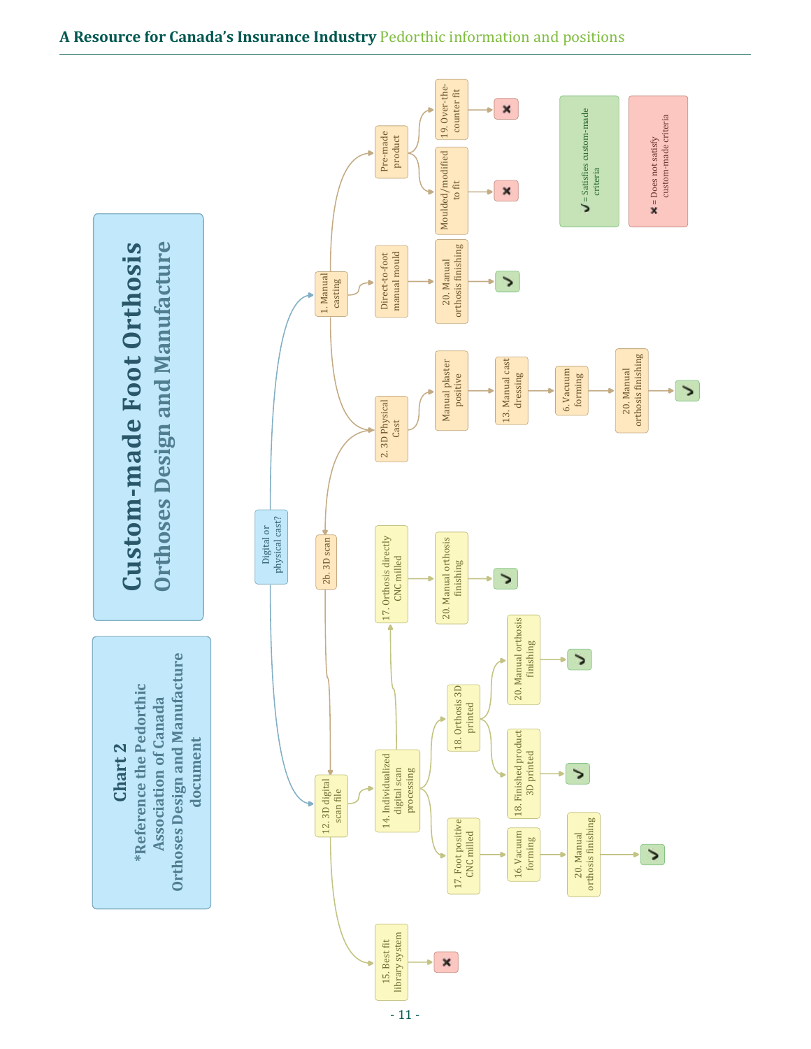# Custom-made Foot Orthosis

## Orthoses Design and Manufacture

**Chart 2**

***Reference the Pedorthic Association of Canada Orthoses Design and Manufacture document**

Digital or physical cast?

- 1. Manual casting
  - Pre-made product
    - 19. Over-the-counter fit → ✖
    - Moulded/modified to fit → ✖
  - Direct-to-foot manual mould → 20. Manual orthosis finishing → ✔
  - 2. 3D Physical Cast
- 2. 3D Physical Cast
  - Manual plaster positive → 13. Manual cast dressing → 6. Vacuum forming → 20. Manual orthosis finishing → ✔
  - 2b. 3D scan → 12. 3D digital scan file
- 12. 3D digital scan file
  - 14. Individualized digital scan processing
    - 17. Orthosis directly CNC milled → 20. Manual orthosis finishing → ✔
    - 18. Orthosis 3D printed
      - 20. Manual orthosis finishing → ✔
      - 18. Finished product 3D printed → ✔
    - 17. Foot positive CNC milled → 16. Vacuum forming → 20. Manual orthosis finishing → ✔
  - 15. Best fit library system → ✖

✔ = Satisfies custom-made criteria

✖ = Does not satisfy custom-made criteria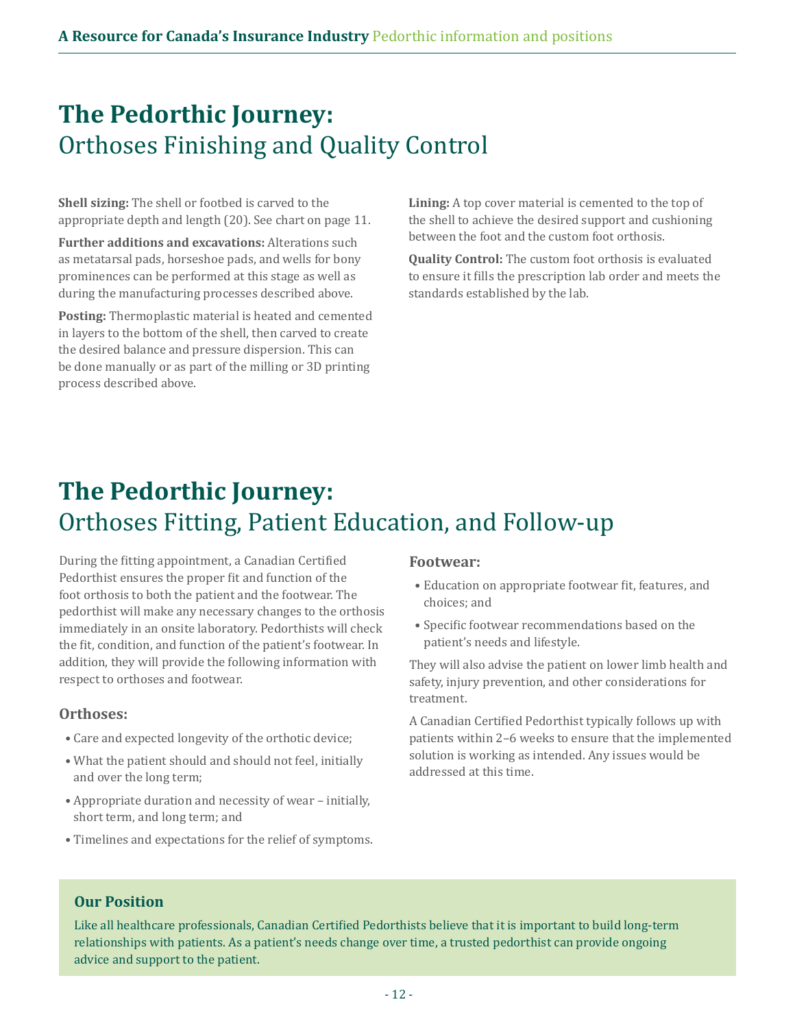# The Pedorthic Journey:
## Orthoses Finishing and Quality Control

**Shell sizing:** The shell or footbed is carved to the appropriate depth and length (20). See chart on page 11.

**Further additions and excavations:** Alterations such as metatarsal pads, horseshoe pads, and wells for bony prominences can be performed at this stage as well as during the manufacturing processes described above.

**Posting:** Thermoplastic material is heated and cemented in layers to the bottom of the shell, then carved to create the desired balance and pressure dispersion. This can be done manually or as part of the milling or 3D printing process described above.

**Lining:** A top cover material is cemented to the top of the shell to achieve the desired support and cushioning between the foot and the custom foot orthosis.

**Quality Control:** The custom foot orthosis is evaluated to ensure it fills the prescription lab order and meets the standards established by the lab.

# The Pedorthic Journey:
## Orthoses Fitting, Patient Education, and Follow-up

During the fitting appointment, a Canadian Certified Pedorthist ensures the proper fit and function of the foot orthosis to both the patient and the footwear. The pedorthist will make any necessary changes to the orthosis immediately in an onsite laboratory. Pedorthists will check the fit, condition, and function of the patient's footwear. In addition, they will provide the following information with respect to orthoses and footwear.

### Orthoses:

- Care and expected longevity of the orthotic device;
- What the patient should and should not feel, initially and over the long term;
- Appropriate duration and necessity of wear – initially, short term, and long term; and
- Timelines and expectations for the relief of symptoms.

### Footwear:

- Education on appropriate footwear fit, features, and choices; and
- Specific footwear recommendations based on the patient's needs and lifestyle.

They will also advise the patient on lower limb health and safety, injury prevention, and other considerations for treatment.

A Canadian Certified Pedorthist typically follows up with patients within 2–6 weeks to ensure that the implemented solution is working as intended. Any issues would be addressed at this time.

### Our Position

Like all healthcare professionals, Canadian Certified Pedorthists believe that it is important to build long-term relationships with patients. As a patient's needs change over time, a trusted pedorthist can provide ongoing advice and support to the patient.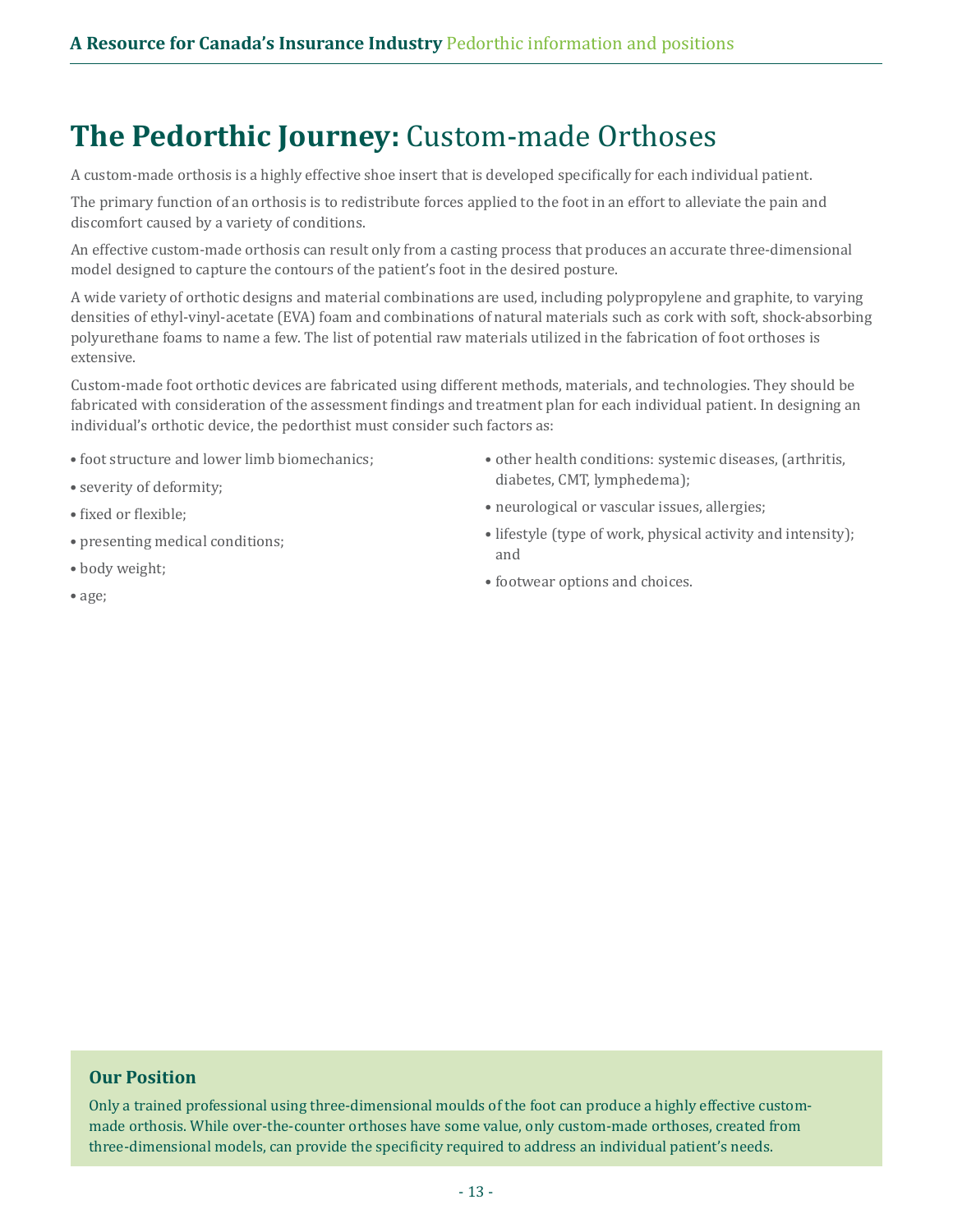# The Pedorthic Journey: Custom-made Orthoses

A custom-made orthosis is a highly effective shoe insert that is developed specifically for each individual patient.

The primary function of an orthosis is to redistribute forces applied to the foot in an effort to alleviate the pain and discomfort caused by a variety of conditions.

An effective custom-made orthosis can result only from a casting process that produces an accurate three-dimensional model designed to capture the contours of the patient's foot in the desired posture.

A wide variety of orthotic designs and material combinations are used, including polypropylene and graphite, to varying densities of ethyl-vinyl-acetate (EVA) foam and combinations of natural materials such as cork with soft, shock-absorbing polyurethane foams to name a few. The list of potential raw materials utilized in the fabrication of foot orthoses is extensive.

Custom-made foot orthotic devices are fabricated using different methods, materials, and technologies. They should be fabricated with consideration of the assessment findings and treatment plan for each individual patient. In designing an individual's orthotic device, the pedorthist must consider such factors as:

- foot structure and lower limb biomechanics;
- severity of deformity;
- fixed or flexible;
- presenting medical conditions;
- body weight;
- age;
- other health conditions: systemic diseases, (arthritis, diabetes, CMT, lymphedema);
- neurological or vascular issues, allergies;
- lifestyle (type of work, physical activity and intensity); and
- footwear options and choices.

### Our Position

Only a trained professional using three-dimensional moulds of the foot can produce a highly effective custom-made orthosis. While over-the-counter orthoses have some value, only custom-made orthoses, created from three-dimensional models, can provide the specificity required to address an individual patient's needs.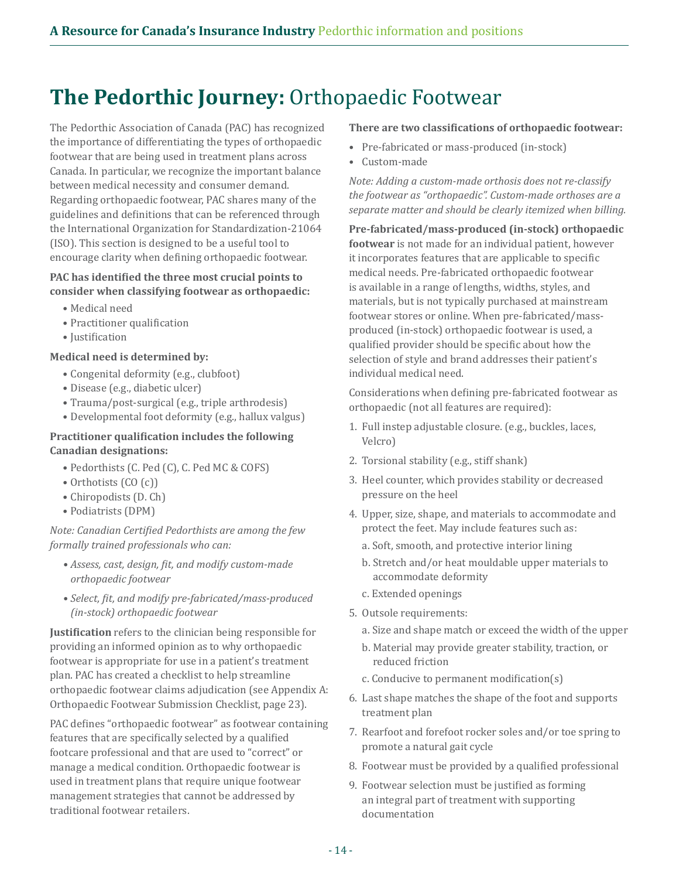# **The Pedorthic Journey:** Orthopaedic Footwear

The Pedorthic Association of Canada (PAC) has recognized the importance of differentiating the types of orthopaedic footwear that are being used in treatment plans across Canada. In particular, we recognize the important balance between medical necessity and consumer demand. Regarding orthopaedic footwear, PAC shares many of the guidelines and definitions that can be referenced through the International Organization for Standardization-21064 (ISO). This section is designed to be a useful tool to encourage clarity when defining orthopaedic footwear.

**PAC has identified the three most crucial points to consider when classifying footwear as orthopaedic:**

- Medical need
- Practitioner qualification
- Justification

**Medical need is determined by:**

- Congenital deformity (e.g., clubfoot)
- Disease (e.g., diabetic ulcer)
- Trauma/post-surgical (e.g., triple arthrodesis)
- Developmental foot deformity (e.g., hallux valgus)

**Practitioner qualification includes the following Canadian designations:**

- Pedorthists (C. Ped (C), C. Ped MC & COFS)
- Orthotists (CO (c))
- Chiropodists (D. Ch)
- Podiatrists (DPM)

*Note: Canadian Certified Pedorthists are among the few formally trained professionals who can:*

- *Assess, cast, design, fit, and modify custom-made orthopaedic footwear*
- *Select, fit, and modify pre-fabricated/mass-produced (in-stock) orthopaedic footwear*

**Justification** refers to the clinician being responsible for providing an informed opinion as to why orthopaedic footwear is appropriate for use in a patient's treatment plan. PAC has created a checklist to help streamline orthopaedic footwear claims adjudication (see Appendix A: Orthopaedic Footwear Submission Checklist, page 23).

PAC defines "orthopaedic footwear" as footwear containing features that are specifically selected by a qualified footcare professional and that are used to "correct" or manage a medical condition. Orthopaedic footwear is used in treatment plans that require unique footwear management strategies that cannot be addressed by traditional footwear retailers.

**There are two classifications of orthopaedic footwear:**

- Pre-fabricated or mass-produced (in-stock)
- Custom-made

*Note: Adding a custom-made orthosis does not re-classify the footwear as "orthopaedic". Custom-made orthoses are a separate matter and should be clearly itemized when billing.*

**Pre-fabricated/mass-produced (in-stock) orthopaedic footwear** is not made for an individual patient, however it incorporates features that are applicable to specific medical needs. Pre-fabricated orthopaedic footwear is available in a range of lengths, widths, styles, and materials, but is not typically purchased at mainstream footwear stores or online. When pre-fabricated/mass-produced (in-stock) orthopaedic footwear is used, a qualified provider should be specific about how the selection of style and brand addresses their patient's individual medical need.

Considerations when defining pre-fabricated footwear as orthopaedic (not all features are required):

1. Full instep adjustable closure. (e.g., buckles, laces, Velcro)
2. Torsional stability (e.g., stiff shank)
3. Heel counter, which provides stability or decreased pressure on the heel
4. Upper, size, shape, and materials to accommodate and protect the feet. May include features such as:
   a. Soft, smooth, and protective interior lining
   b. Stretch and/or heat mouldable upper materials to accommodate deformity
   c. Extended openings
5. Outsole requirements:
   a. Size and shape match or exceed the width of the upper
   b. Material may provide greater stability, traction, or reduced friction
   c. Conducive to permanent modification(s)
6. Last shape matches the shape of the foot and supports treatment plan
7. Rearfoot and forefoot rocker soles and/or toe spring to promote a natural gait cycle
8. Footwear must be provided by a qualified professional
9. Footwear selection must be justified as forming an integral part of treatment with supporting documentation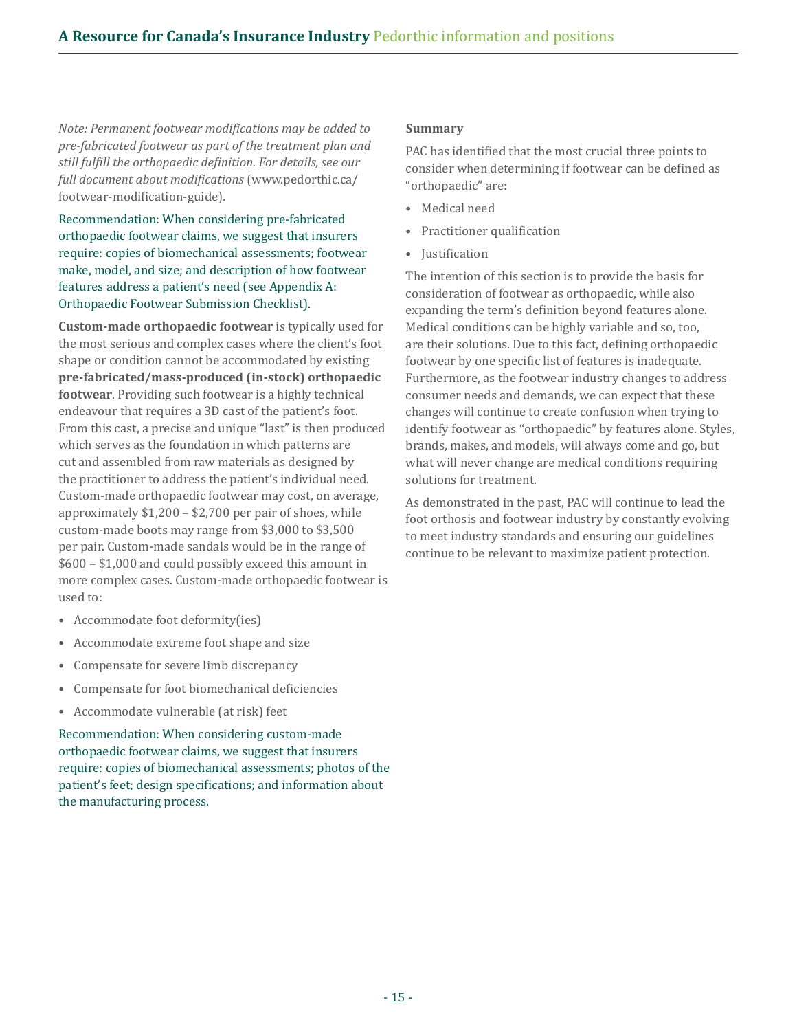*Note: Permanent footwear modifications may be added to pre-fabricated footwear as part of the treatment plan and still fulfill the orthopaedic definition. For details, see our full document about modifications* (www.pedorthic.ca/footwear-modification-guide).

Recommendation: When considering pre-fabricated orthopaedic footwear claims, we suggest that insurers require: copies of biomechanical assessments; footwear make, model, and size; and description of how footwear features address a patient's need (see Appendix A: Orthopaedic Footwear Submission Checklist).

**Custom-made orthopaedic footwear** is typically used for the most serious and complex cases where the client's foot shape or condition cannot be accommodated by existing **pre-fabricated/mass-produced (in-stock) orthopaedic footwear**. Providing such footwear is a highly technical endeavour that requires a 3D cast of the patient's foot. From this cast, a precise and unique "last" is then produced which serves as the foundation in which patterns are cut and assembled from raw materials as designed by the practitioner to address the patient's individual need. Custom-made orthopaedic footwear may cost, on average, approximately $1,200 – $2,700 per pair of shoes, while custom-made boots may range from $3,000 to $3,500 per pair. Custom-made sandals would be in the range of $600 – $1,000 and could possibly exceed this amount in more complex cases. Custom-made orthopaedic footwear is used to:

- Accommodate foot deformity(ies)
- Accommodate extreme foot shape and size
- Compensate for severe limb discrepancy
- Compensate for foot biomechanical deficiencies
- Accommodate vulnerable (at risk) feet

Recommendation: When considering custom-made orthopaedic footwear claims, we suggest that insurers require: copies of biomechanical assessments; photos of the patient's feet; design specifications; and information about the manufacturing process.

**Summary**

PAC has identified that the most crucial three points to consider when determining if footwear can be defined as "orthopaedic" are:

- Medical need
- Practitioner qualification
- Justification

The intention of this section is to provide the basis for consideration of footwear as orthopaedic, while also expanding the term's definition beyond features alone. Medical conditions can be highly variable and so, too, are their solutions. Due to this fact, defining orthopaedic footwear by one specific list of features is inadequate. Furthermore, as the footwear industry changes to address consumer needs and demands, we can expect that these changes will continue to create confusion when trying to identify footwear as "orthopaedic" by features alone. Styles, brands, makes, and models, will always come and go, but what will never change are medical conditions requiring solutions for treatment.

As demonstrated in the past, PAC will continue to lead the foot orthosis and footwear industry by constantly evolving to meet industry standards and ensuring our guidelines continue to be relevant to maximize patient protection.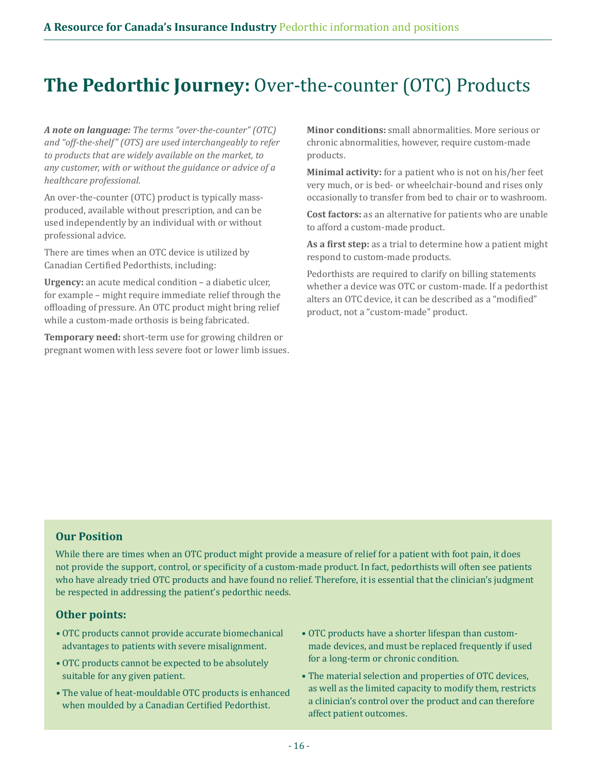# **The Pedorthic Journey:** Over-the-counter (OTC) Products

***A note on language:*** *The terms "over-the-counter" (OTC) and "off-the-shelf" (OTS) are used interchangeably to refer to products that are widely available on the market, to any customer, with or without the guidance or advice of a healthcare professional.*

An over-the-counter (OTC) product is typically mass-produced, available without prescription, and can be used independently by an individual with or without professional advice.

There are times when an OTC device is utilized by Canadian Certified Pedorthists, including:

**Urgency:** an acute medical condition – a diabetic ulcer, for example – might require immediate relief through the offloading of pressure. An OTC product might bring relief while a custom-made orthosis is being fabricated.

**Temporary need:** short-term use for growing children or pregnant women with less severe foot or lower limb issues.

**Minor conditions:** small abnormalities. More serious or chronic abnormalities, however, require custom-made products.

**Minimal activity:** for a patient who is not on his/her feet very much, or is bed- or wheelchair-bound and rises only occasionally to transfer from bed to chair or to washroom.

**Cost factors:** as an alternative for patients who are unable to afford a custom-made product.

**As a first step:** as a trial to determine how a patient might respond to custom-made products.

Pedorthists are required to clarify on billing statements whether a device was OTC or custom-made. If a pedorthist alters an OTC device, it can be described as a "modified" product, not a "custom-made" product.

### Our Position

While there are times when an OTC product might provide a measure of relief for a patient with foot pain, it does not provide the support, control, or specificity of a custom-made product. In fact, pedorthists will often see patients who have already tried OTC products and have found no relief. Therefore, it is essential that the clinician's judgment be respected in addressing the patient's pedorthic needs.

### Other points:

- OTC products cannot provide accurate biomechanical advantages to patients with severe misalignment.
- OTC products cannot be expected to be absolutely suitable for any given patient.
- The value of heat-mouldable OTC products is enhanced when moulded by a Canadian Certified Pedorthist.
- OTC products have a shorter lifespan than custom-made devices, and must be replaced frequently if used for a long-term or chronic condition.
- The material selection and properties of OTC devices, as well as the limited capacity to modify them, restricts a clinician's control over the product and can therefore affect patient outcomes.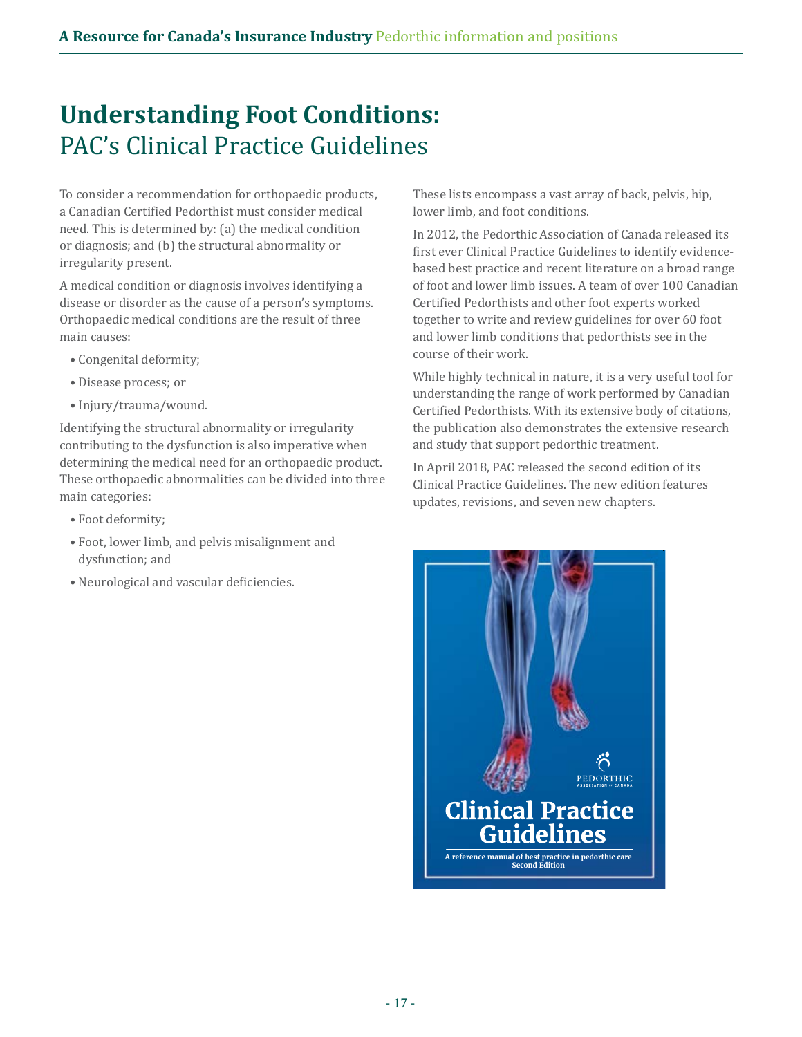# Understanding Foot Conditions:
## PAC's Clinical Practice Guidelines

To consider a recommendation for orthopaedic products, a Canadian Certified Pedorthist must consider medical need. This is determined by: (a) the medical condition or diagnosis; and (b) the structural abnormality or irregularity present.

A medical condition or diagnosis involves identifying a disease or disorder as the cause of a person's symptoms. Orthopaedic medical conditions are the result of three main causes:

- Congenital deformity;
- Disease process; or
- Injury/trauma/wound.

Identifying the structural abnormality or irregularity contributing to the dysfunction is also imperative when determining the medical need for an orthopaedic product. These orthopaedic abnormalities can be divided into three main categories:

- Foot deformity;
- Foot, lower limb, and pelvis misalignment and dysfunction; and
- Neurological and vascular deficiencies.

These lists encompass a vast array of back, pelvis, hip, lower limb, and foot conditions.

In 2012, the Pedorthic Association of Canada released its first ever Clinical Practice Guidelines to identify evidence-based best practice and recent literature on a broad range of foot and lower limb issues. A team of over 100 Canadian Certified Pedorthists and other foot experts worked together to write and review guidelines for over 60 foot and lower limb conditions that pedorthists see in the course of their work.

While highly technical in nature, it is a very useful tool for understanding the range of work performed by Canadian Certified Pedorthists. With its extensive body of citations, the publication also demonstrates the extensive research and study that support pedorthic treatment.

In April 2018, PAC released the second edition of its Clinical Practice Guidelines. The new edition features updates, revisions, and seven new chapters.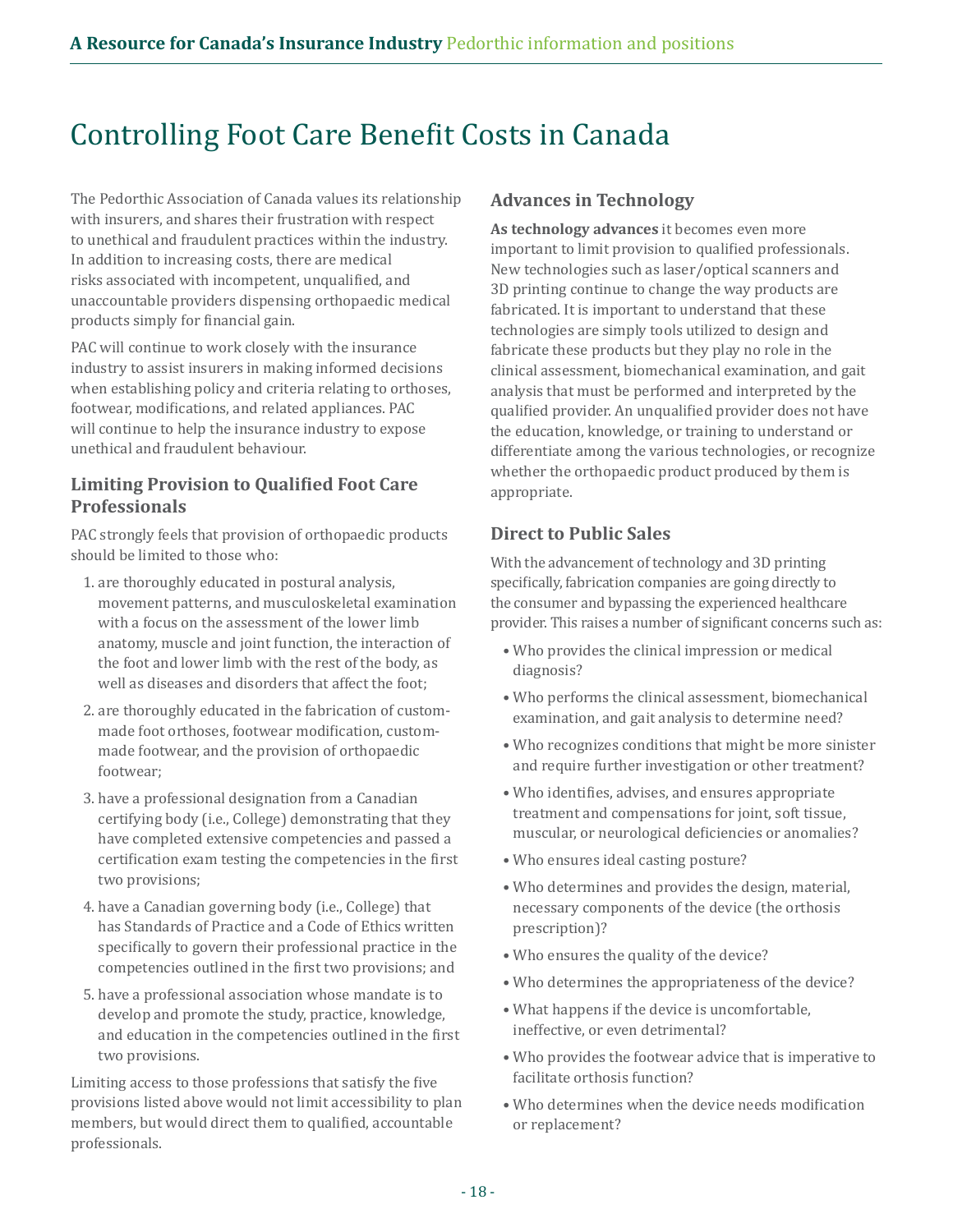# Controlling Foot Care Benefit Costs in Canada

The Pedorthic Association of Canada values its relationship with insurers, and shares their frustration with respect to unethical and fraudulent practices within the industry. In addition to increasing costs, there are medical risks associated with incompetent, unqualified, and unaccountable providers dispensing orthopaedic medical products simply for financial gain.

PAC will continue to work closely with the insurance industry to assist insurers in making informed decisions when establishing policy and criteria relating to orthoses, footwear, modifications, and related appliances. PAC will continue to help the insurance industry to expose unethical and fraudulent behaviour.

## Limiting Provision to Qualified Foot Care Professionals

PAC strongly feels that provision of orthopaedic products should be limited to those who:

1. are thoroughly educated in postural analysis, movement patterns, and musculoskeletal examination with a focus on the assessment of the lower limb anatomy, muscle and joint function, the interaction of the foot and lower limb with the rest of the body, as well as diseases and disorders that affect the foot;
2. are thoroughly educated in the fabrication of custom-made foot orthoses, footwear modification, custom-made footwear, and the provision of orthopaedic footwear;
3. have a professional designation from a Canadian certifying body (i.e., College) demonstrating that they have completed extensive competencies and passed a certification exam testing the competencies in the first two provisions;
4. have a Canadian governing body (i.e., College) that has Standards of Practice and a Code of Ethics written specifically to govern their professional practice in the competencies outlined in the first two provisions; and
5. have a professional association whose mandate is to develop and promote the study, practice, knowledge, and education in the competencies outlined in the first two provisions.

Limiting access to those professions that satisfy the five provisions listed above would not limit accessibility to plan members, but would direct them to qualified, accountable professionals.

## Advances in Technology

**As technology advances** it becomes even more important to limit provision to qualified professionals. New technologies such as laser/optical scanners and 3D printing continue to change the way products are fabricated. It is important to understand that these technologies are simply tools utilized to design and fabricate these products but they play no role in the clinical assessment, biomechanical examination, and gait analysis that must be performed and interpreted by the qualified provider. An unqualified provider does not have the education, knowledge, or training to understand or differentiate among the various technologies, or recognize whether the orthopaedic product produced by them is appropriate.

## Direct to Public Sales

With the advancement of technology and 3D printing specifically, fabrication companies are going directly to the consumer and bypassing the experienced healthcare provider. This raises a number of significant concerns such as:

- Who provides the clinical impression or medical diagnosis?
- Who performs the clinical assessment, biomechanical examination, and gait analysis to determine need?
- Who recognizes conditions that might be more sinister and require further investigation or other treatment?
- Who identifies, advises, and ensures appropriate treatment and compensations for joint, soft tissue, muscular, or neurological deficiencies or anomalies?
- Who ensures ideal casting posture?
- Who determines and provides the design, material, necessary components of the device (the orthosis prescription)?
- Who ensures the quality of the device?
- Who determines the appropriateness of the device?
- What happens if the device is uncomfortable, ineffective, or even detrimental?
- Who provides the footwear advice that is imperative to facilitate orthosis function?
- Who determines when the device needs modification or replacement?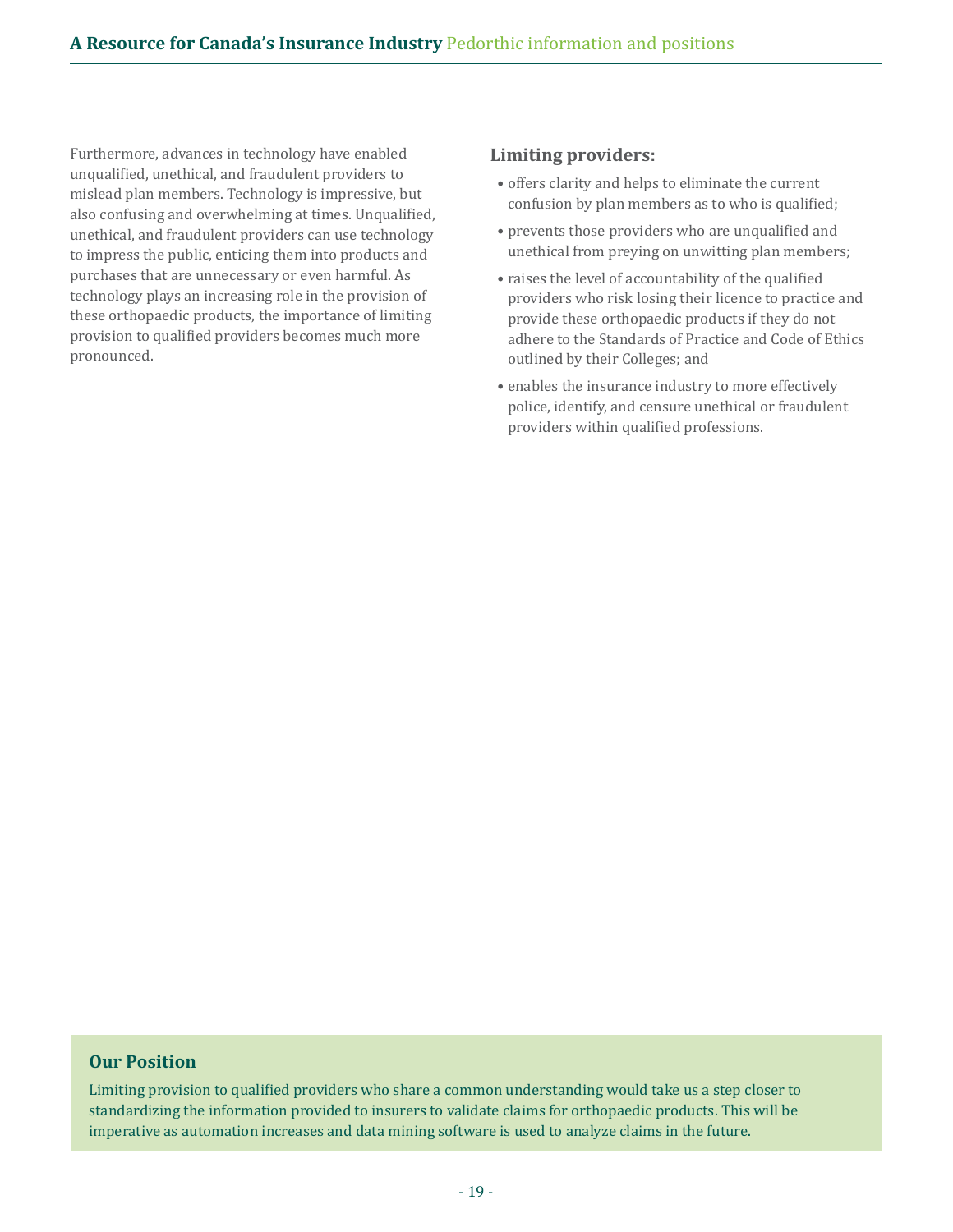Furthermore, advances in technology have enabled unqualified, unethical, and fraudulent providers to mislead plan members. Technology is impressive, but also confusing and overwhelming at times. Unqualified, unethical, and fraudulent providers can use technology to impress the public, enticing them into products and purchases that are unnecessary or even harmful. As technology plays an increasing role in the provision of these orthopaedic products, the importance of limiting provision to qualified providers becomes much more pronounced.

### Limiting providers:

- offers clarity and helps to eliminate the current confusion by plan members as to who is qualified;
- prevents those providers who are unqualified and unethical from preying on unwitting plan members;
- raises the level of accountability of the qualified providers who risk losing their licence to practice and provide these orthopaedic products if they do not adhere to the Standards of Practice and Code of Ethics outlined by their Colleges; and
- enables the insurance industry to more effectively police, identify, and censure unethical or fraudulent providers within qualified professions.

### Our Position

Limiting provision to qualified providers who share a common understanding would take us a step closer to standardizing the information provided to insurers to validate claims for orthopaedic products. This will be imperative as automation increases and data mining software is used to analyze claims in the future.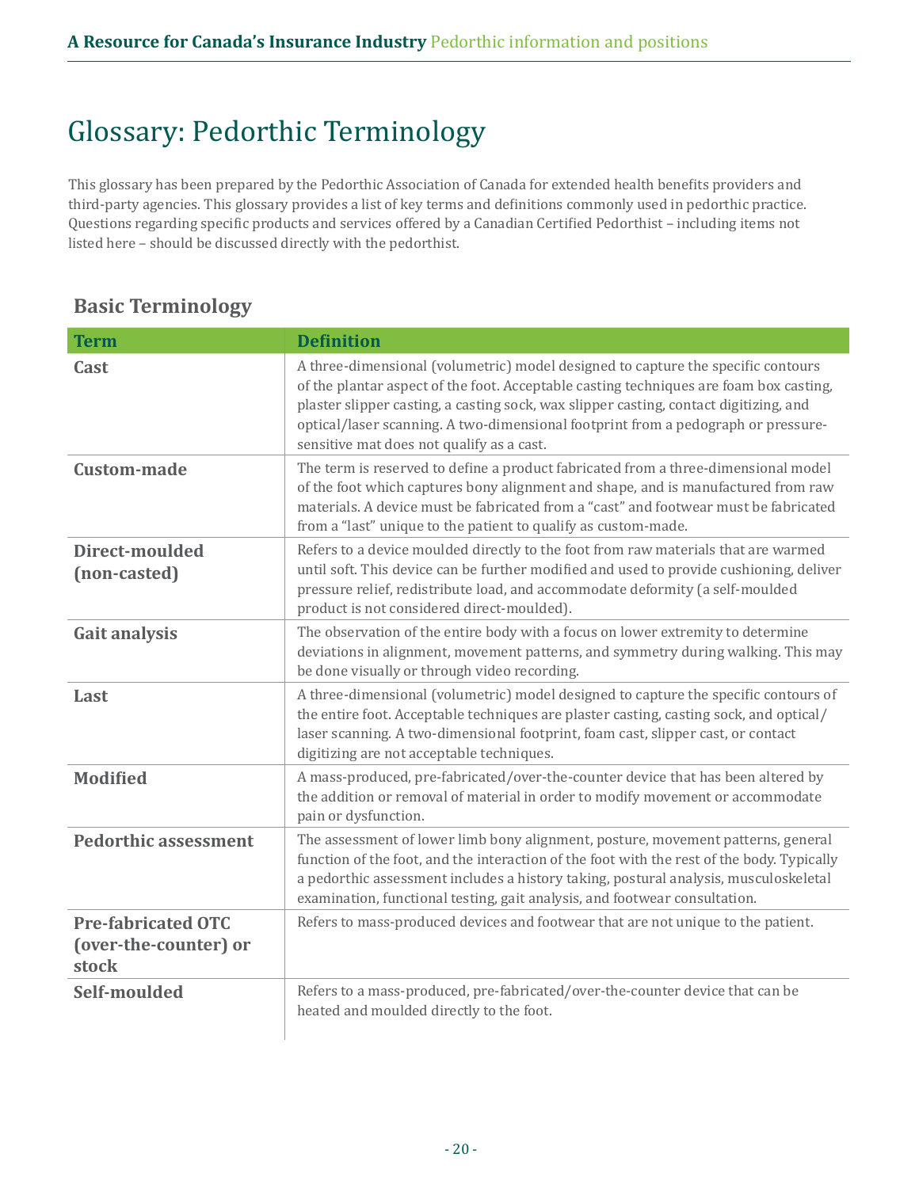# Glossary: Pedorthic Terminology

This glossary has been prepared by the Pedorthic Association of Canada for extended health benefits providers and third-party agencies. This glossary provides a list of key terms and definitions commonly used in pedorthic practice. Questions regarding specific products and services offered by a Canadian Certified Pedorthist – including items not listed here – should be discussed directly with the pedorthist.

## Basic Terminology

| Term | Definition |
|---|---|
| **Cast** | A three-dimensional (volumetric) model designed to capture the specific contours of the plantar aspect of the foot. Acceptable casting techniques are foam box casting, plaster slipper casting, a casting sock, wax slipper casting, contact digitizing, and optical/laser scanning. A two-dimensional footprint from a pedograph or pressure-sensitive mat does not qualify as a cast. |
| **Custom-made** | The term is reserved to define a product fabricated from a three-dimensional model of the foot which captures bony alignment and shape, and is manufactured from raw materials. A device must be fabricated from a "cast" and footwear must be fabricated from a "last" unique to the patient to qualify as custom-made. |
| **Direct-moulded (non-casted)** | Refers to a device moulded directly to the foot from raw materials that are warmed until soft. This device can be further modified and used to provide cushioning, deliver pressure relief, redistribute load, and accommodate deformity (a self-moulded product is not considered direct-moulded). |
| **Gait analysis** | The observation of the entire body with a focus on lower extremity to determine deviations in alignment, movement patterns, and symmetry during walking. This may be done visually or through video recording. |
| **Last** | A three-dimensional (volumetric) model designed to capture the specific contours of the entire foot. Acceptable techniques are plaster casting, casting sock, and optical/laser scanning. A two-dimensional footprint, foam cast, slipper cast, or contact digitizing are not acceptable techniques. |
| **Modified** | A mass-produced, pre-fabricated/over-the-counter device that has been altered by the addition or removal of material in order to modify movement or accommodate pain or dysfunction. |
| **Pedorthic assessment** | The assessment of lower limb bony alignment, posture, movement patterns, general function of the foot, and the interaction of the foot with the rest of the body. Typically a pedorthic assessment includes a history taking, postural analysis, musculoskeletal examination, functional testing, gait analysis, and footwear consultation. |
| **Pre-fabricated OTC (over-the-counter) or stock** | Refers to mass-produced devices and footwear that are not unique to the patient. |
| **Self-moulded** | Refers to a mass-produced, pre-fabricated/over-the-counter device that can be heated and moulded directly to the foot. |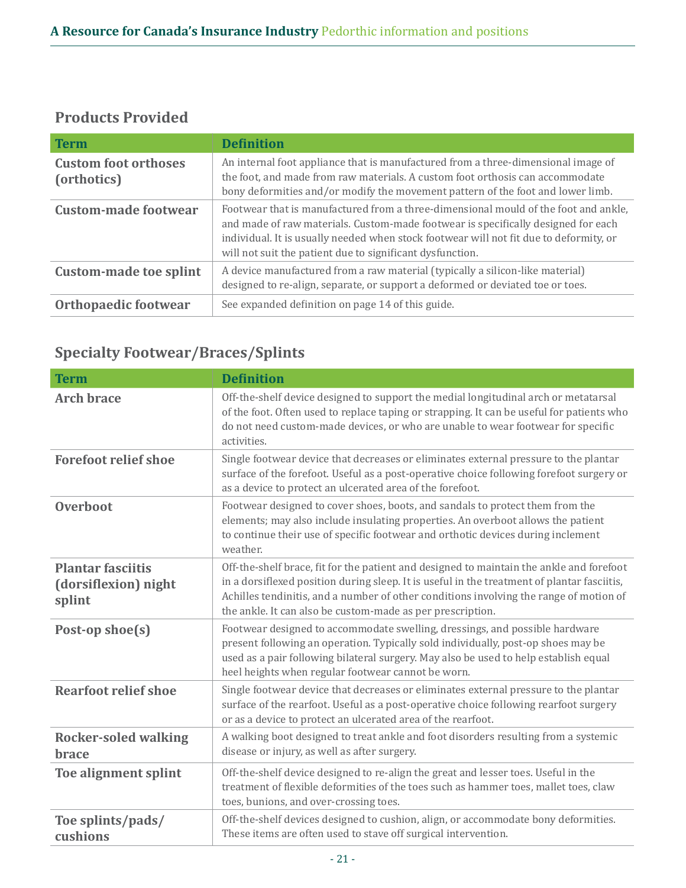## Products Provided

| Term | Definition |
|---|---|
| **Custom foot orthoses (orthotics)** | An internal foot appliance that is manufactured from a three-dimensional image of the foot, and made from raw materials. A custom foot orthosis can accommodate bony deformities and/or modify the movement pattern of the foot and lower limb. |
| **Custom-made footwear** | Footwear that is manufactured from a three-dimensional mould of the foot and ankle, and made of raw materials. Custom-made footwear is specifically designed for each individual. It is usually needed when stock footwear will not fit due to deformity, or will not suit the patient due to significant dysfunction. |
| **Custom-made toe splint** | A device manufactured from a raw material (typically a silicon-like material) designed to re-align, separate, or support a deformed or deviated toe or toes. |
| **Orthopaedic footwear** | See expanded definition on page 14 of this guide. |

## Specialty Footwear/Braces/Splints

| Term | Definition |
|---|---|
| **Arch brace** | Off-the-shelf device designed to support the medial longitudinal arch or metatarsal of the foot. Often used to replace taping or strapping. It can be useful for patients who do not need custom-made devices, or who are unable to wear footwear for specific activities. |
| **Forefoot relief shoe** | Single footwear device that decreases or eliminates external pressure to the plantar surface of the forefoot. Useful as a post-operative choice following forefoot surgery or as a device to protect an ulcerated area of the forefoot. |
| **Overboot** | Footwear designed to cover shoes, boots, and sandals to protect them from the elements; may also include insulating properties. An overboot allows the patient to continue their use of specific footwear and orthotic devices during inclement weather. |
| **Plantar fasciitis (dorsiflexion) night splint** | Off-the-shelf brace, fit for the patient and designed to maintain the ankle and forefoot in a dorsiflexed position during sleep. It is useful in the treatment of plantar fasciitis, Achilles tendinitis, and a number of other conditions involving the range of motion of the ankle. It can also be custom-made as per prescription. |
| **Post-op shoe(s)** | Footwear designed to accommodate swelling, dressings, and possible hardware present following an operation. Typically sold individually, post-op shoes may be used as a pair following bilateral surgery. May also be used to help establish equal heel heights when regular footwear cannot be worn. |
| **Rearfoot relief shoe** | Single footwear device that decreases or eliminates external pressure to the plantar surface of the rearfoot. Useful as a post-operative choice following rearfoot surgery or as a device to protect an ulcerated area of the rearfoot. |
| **Rocker-soled walking brace** | A walking boot designed to treat ankle and foot disorders resulting from a systemic disease or injury, as well as after surgery. |
| **Toe alignment splint** | Off-the-shelf device designed to re-align the great and lesser toes. Useful in the treatment of flexible deformities of the toes such as hammer toes, mallet toes, claw toes, bunions, and over-crossing toes. |
| **Toe splints/pads/ cushions** | Off-the-shelf devices designed to cushion, align, or accommodate bony deformities. These items are often used to stave off surgical intervention. |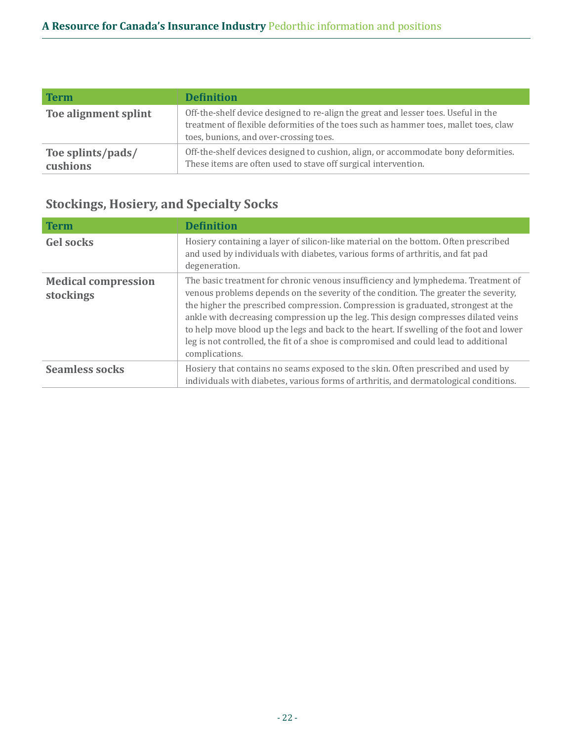| Term | Definition |
|---|---|
| **Toe alignment splint** | Off-the-shelf device designed to re-align the great and lesser toes. Useful in the treatment of flexible deformities of the toes such as hammer toes, mallet toes, claw toes, bunions, and over-crossing toes. |
| **Toe splints/pads/ cushions** | Off-the-shelf devices designed to cushion, align, or accommodate bony deformities. These items are often used to stave off surgical intervention. |

## Stockings, Hosiery, and Specialty Socks

| Term | Definition |
|---|---|
| **Gel socks** | Hosiery containing a layer of silicon-like material on the bottom. Often prescribed and used by individuals with diabetes, various forms of arthritis, and fat pad degeneration. |
| **Medical compression stockings** | The basic treatment for chronic venous insufficiency and lymphedema. Treatment of venous problems depends on the severity of the condition. The greater the severity, the higher the prescribed compression. Compression is graduated, strongest at the ankle with decreasing compression up the leg. This design compresses dilated veins to help move blood up the legs and back to the heart. If swelling of the foot and lower leg is not controlled, the fit of a shoe is compromised and could lead to additional complications. |
| **Seamless socks** | Hosiery that contains no seams exposed to the skin. Often prescribed and used by individuals with diabetes, various forms of arthritis, and dermatological conditions. |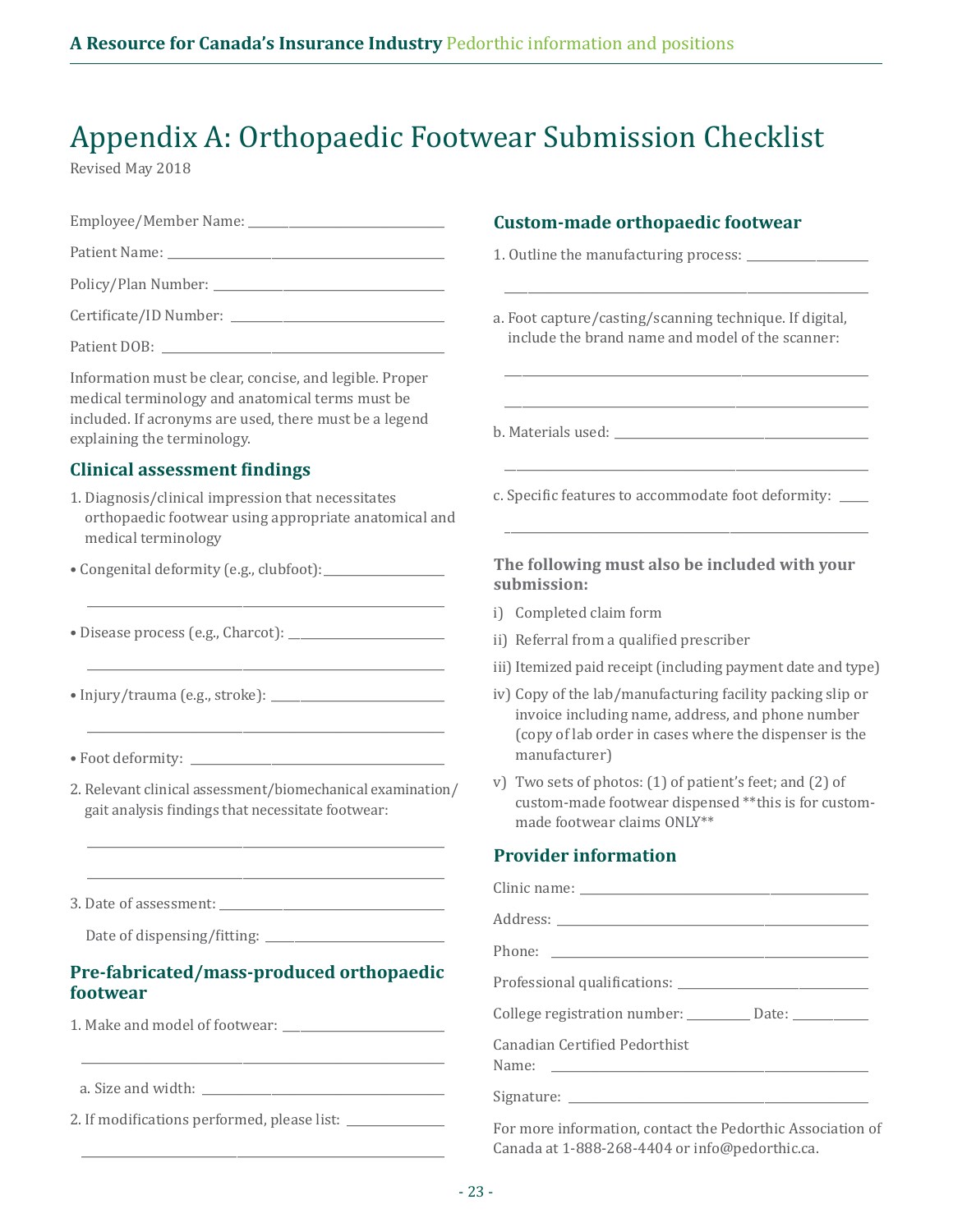# Appendix A: Orthopaedic Footwear Submission Checklist

Revised May 2018

Employee/Member Name: ____________________

Patient Name: ____________________

Policy/Plan Number: ____________________

Certificate/ID Number: ____________________

Patient DOB: ____________________

Information must be clear, concise, and legible. Proper medical terminology and anatomical terms must be included. If acronyms are used, there must be a legend explaining the terminology.

## Clinical assessment findings

1. Diagnosis/clinical impression that necessitates orthopaedic footwear using appropriate anatomical and medical terminology

- Congenital deformity (e.g., clubfoot): ____________________
- Disease process (e.g., Charcot): ____________________
- Injury/trauma (e.g., stroke): ____________________
- Foot deformity: ____________________

2. Relevant clinical assessment/biomechanical examination/ gait analysis findings that necessitate footwear:

____________________

3. Date of assessment: ____________________

   Date of dispensing/fitting: ____________________

## Pre-fabricated/mass-produced orthopaedic footwear

1. Make and model of footwear: ____________________

   a. Size and width: ____________________

2. If modifications performed, please list: ____________________

## Custom-made orthopaedic footwear

1. Outline the manufacturing process: ____________________

   a. Foot capture/casting/scanning technique. If digital, include the brand name and model of the scanner:

   ____________________

   b. Materials used: ____________________

   c. Specific features to accommodate foot deformity: ____________________

### The following must also be included with your submission:

i) Completed claim form

ii) Referral from a qualified prescriber

iii) Itemized paid receipt (including payment date and type)

iv) Copy of the lab/manufacturing facility packing slip or invoice including name, address, and phone number (copy of lab order in cases where the dispenser is the manufacturer)

v) Two sets of photos: (1) of patient's feet; and (2) of custom-made footwear dispensed **this is for custom-made footwear claims ONLY**

## Provider information

Clinic name: ____________________

Address: ____________________

Phone: ____________________

Professional qualifications: ____________________

College registration number: __________ Date: __________

Canadian Certified Pedorthist Name: ____________________

Signature: ____________________

For more information, contact the Pedorthic Association of Canada at 1-888-268-4404 or info@pedorthic.ca.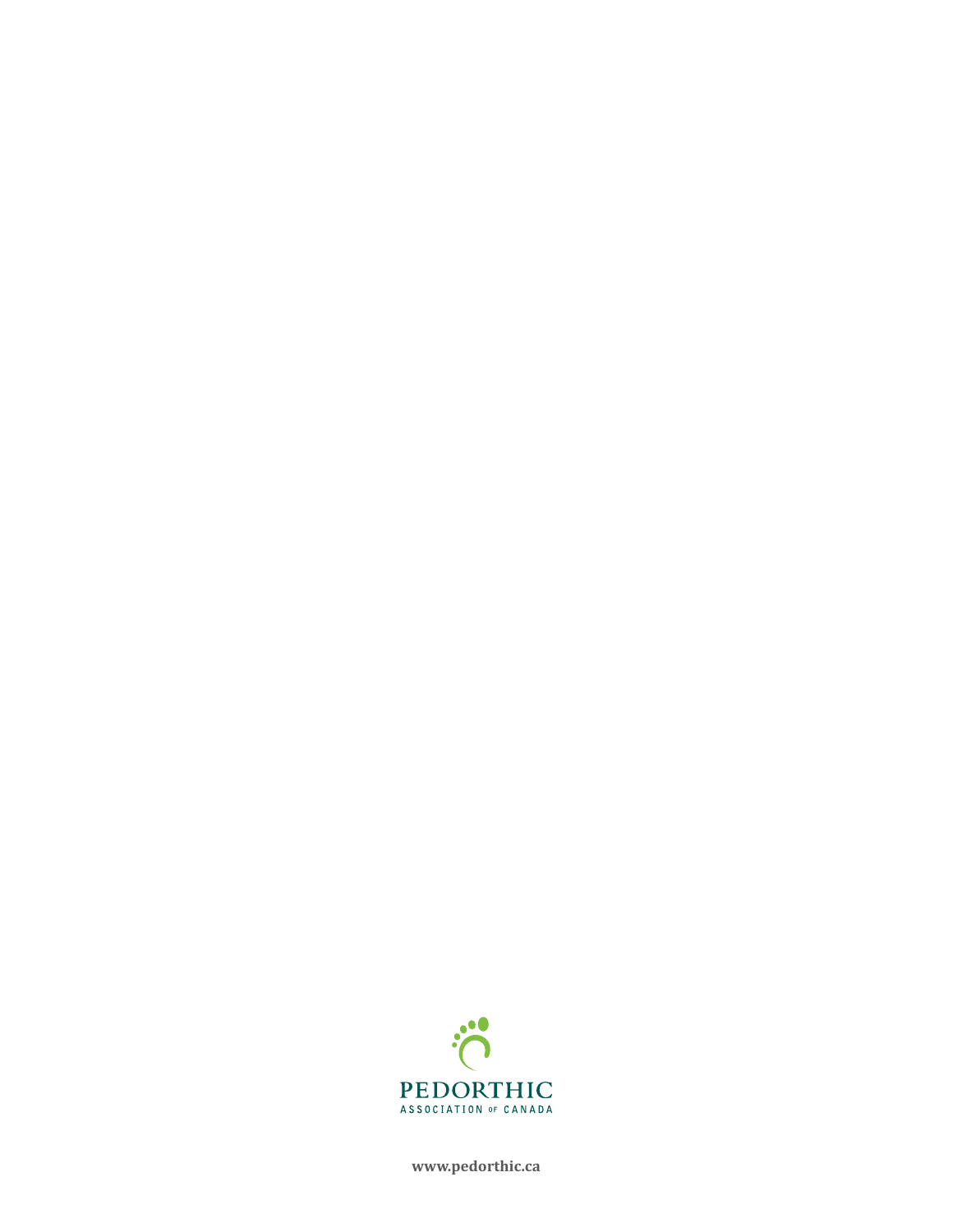PEDORTHIC
ASSOCIATION OF CANADA

**www.pedorthic.ca**